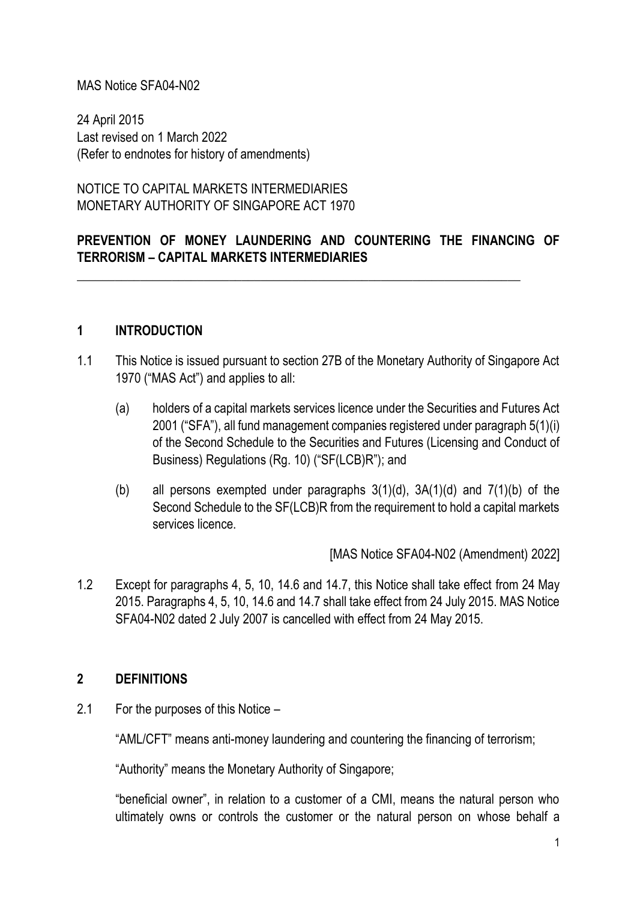MAS Notice SFA04-N02

24 April 2015
Last revised on 1 March 2022
(Refer to endnotes for history of amendments)

NOTICE TO CAPITAL MARKETS INTERMEDIARIES
MONETARY AUTHORITY OF SINGAPORE ACT 1970

**PREVENTION OF MONEY LAUNDERING AND COUNTERING THE FINANCING OF TERRORISM – CAPITAL MARKETS INTERMEDIARIES**

---

## 1 INTRODUCTION

1.1 This Notice is issued pursuant to section 27B of the Monetary Authority of Singapore Act 1970 ("MAS Act") and applies to all:

(a) holders of a capital markets services licence under the Securities and Futures Act 2001 ("SFA"), all fund management companies registered under paragraph 5(1)(i) of the Second Schedule to the Securities and Futures (Licensing and Conduct of Business) Regulations (Rg. 10) ("SF(LCB)R"); and

(b) all persons exempted under paragraphs 3(1)(d), 3A(1)(d) and 7(1)(b) of the Second Schedule to the SF(LCB)R from the requirement to hold a capital markets services licence.

[MAS Notice SFA04-N02 (Amendment) 2022]

1.2 Except for paragraphs 4, 5, 10, 14.6 and 14.7, this Notice shall take effect from 24 May 2015. Paragraphs 4, 5, 10, 14.6 and 14.7 shall take effect from 24 July 2015. MAS Notice SFA04-N02 dated 2 July 2007 is cancelled with effect from 24 May 2015.

## 2 DEFINITIONS

2.1 For the purposes of this Notice –

"AML/CFT" means anti-money laundering and countering the financing of terrorism;

"Authority" means the Monetary Authority of Singapore;

"beneficial owner", in relation to a customer of a CMI, means the natural person who ultimately owns or controls the customer or the natural person on whose behalf a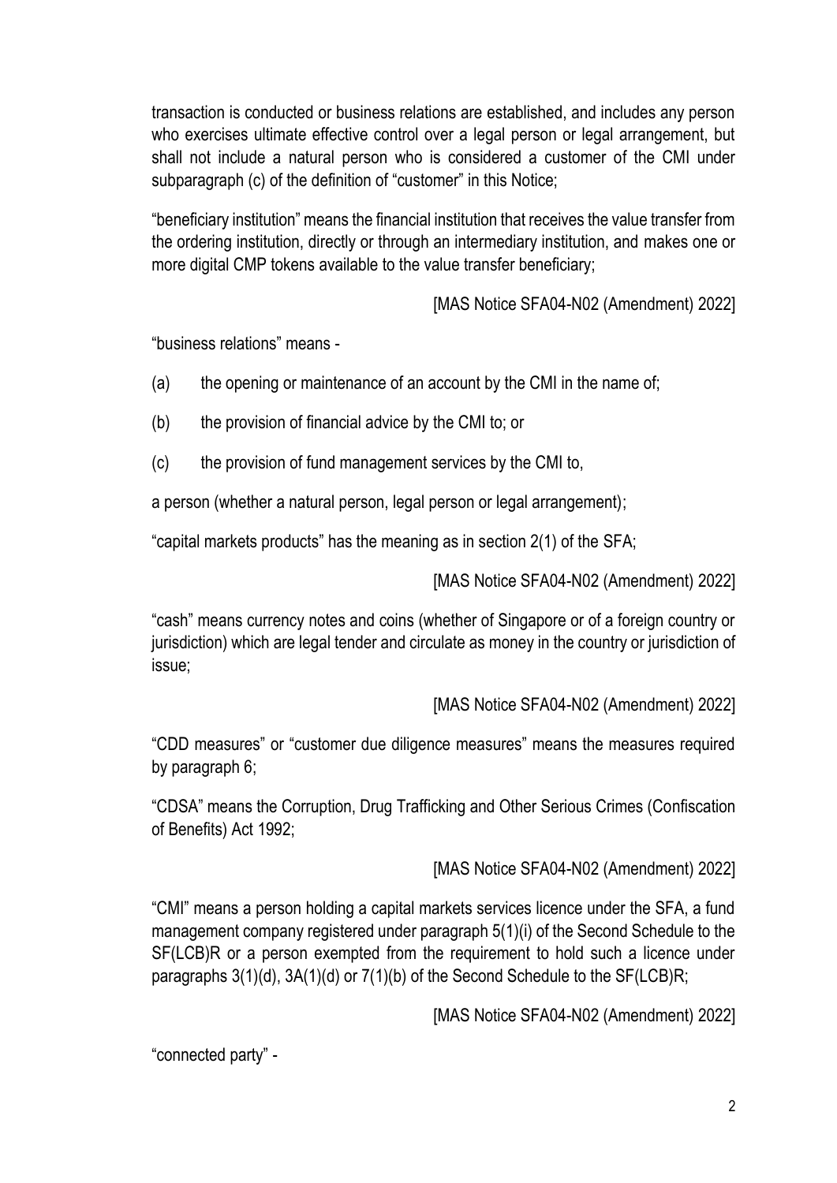transaction is conducted or business relations are established, and includes any person who exercises ultimate effective control over a legal person or legal arrangement, but shall not include a natural person who is considered a customer of the CMI under subparagraph (c) of the definition of "customer" in this Notice;

"beneficiary institution" means the financial institution that receives the value transfer from the ordering institution, directly or through an intermediary institution, and makes one or more digital CMP tokens available to the value transfer beneficiary;

[MAS Notice SFA04-N02 (Amendment) 2022]

"business relations" means -

(a) the opening or maintenance of an account by the CMI in the name of;

(b) the provision of financial advice by the CMI to; or

(c) the provision of fund management services by the CMI to,

a person (whether a natural person, legal person or legal arrangement);

"capital markets products" has the meaning as in section 2(1) of the SFA;

[MAS Notice SFA04-N02 (Amendment) 2022]

"cash" means currency notes and coins (whether of Singapore or of a foreign country or jurisdiction) which are legal tender and circulate as money in the country or jurisdiction of issue;

[MAS Notice SFA04-N02 (Amendment) 2022]

"CDD measures" or "customer due diligence measures" means the measures required by paragraph 6;

"CDSA" means the Corruption, Drug Trafficking and Other Serious Crimes (Confiscation of Benefits) Act 1992;

[MAS Notice SFA04-N02 (Amendment) 2022]

"CMI" means a person holding a capital markets services licence under the SFA, a fund management company registered under paragraph 5(1)(i) of the Second Schedule to the SF(LCB)R or a person exempted from the requirement to hold such a licence under paragraphs 3(1)(d), 3A(1)(d) or 7(1)(b) of the Second Schedule to the SF(LCB)R;

[MAS Notice SFA04-N02 (Amendment) 2022]

"connected party" -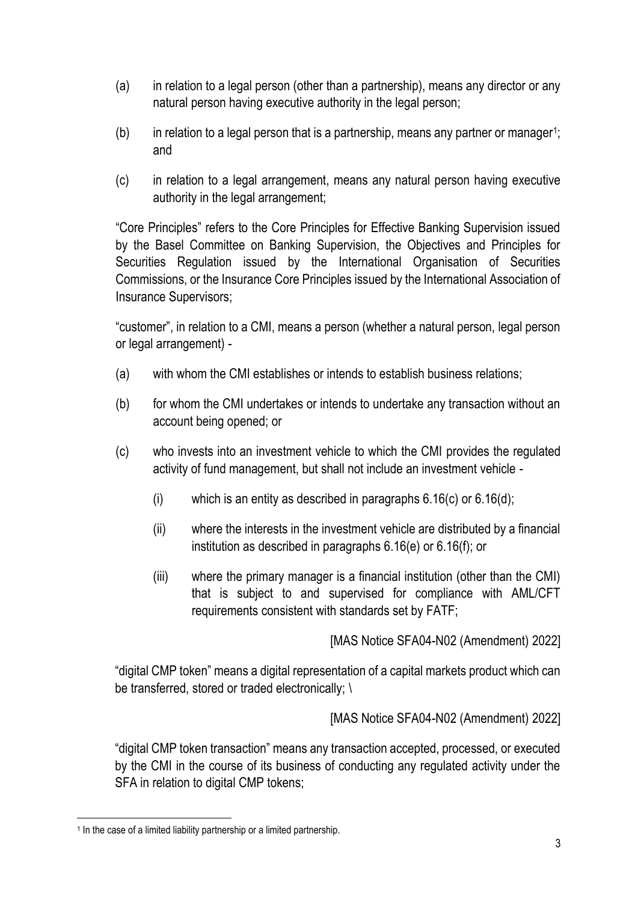(a) in relation to a legal person (other than a partnership), means any director or any natural person having executive authority in the legal person;

(b) in relation to a legal person that is a partnership, means any partner or manager[1]; and

(c) in relation to a legal arrangement, means any natural person having executive authority in the legal arrangement;

"Core Principles" refers to the Core Principles for Effective Banking Supervision issued by the Basel Committee on Banking Supervision, the Objectives and Principles for Securities Regulation issued by the International Organisation of Securities Commissions, or the Insurance Core Principles issued by the International Association of Insurance Supervisors;

"customer", in relation to a CMI, means a person (whether a natural person, legal person or legal arrangement) -

(a) with whom the CMI establishes or intends to establish business relations;

(b) for whom the CMI undertakes or intends to undertake any transaction without an account being opened; or

(c) who invests into an investment vehicle to which the CMI provides the regulated activity of fund management, but shall not include an investment vehicle -

  (i) which is an entity as described in paragraphs 6.16(c) or 6.16(d);

  (ii) where the interests in the investment vehicle are distributed by a financial institution as described in paragraphs 6.16(e) or 6.16(f); or

  (iii) where the primary manager is a financial institution (other than the CMI) that is subject to and supervised for compliance with AML/CFT requirements consistent with standards set by FATF;

[MAS Notice SFA04-N02 (Amendment) 2022]

"digital CMP token" means a digital representation of a capital markets product which can be transferred, stored or traded electronically; \

[MAS Notice SFA04-N02 (Amendment) 2022]

"digital CMP token transaction" means any transaction accepted, processed, or executed by the CMI in the course of its business of conducting any regulated activity under the SFA in relation to digital CMP tokens;

---

[1] In the case of a limited liability partnership or a limited partnership.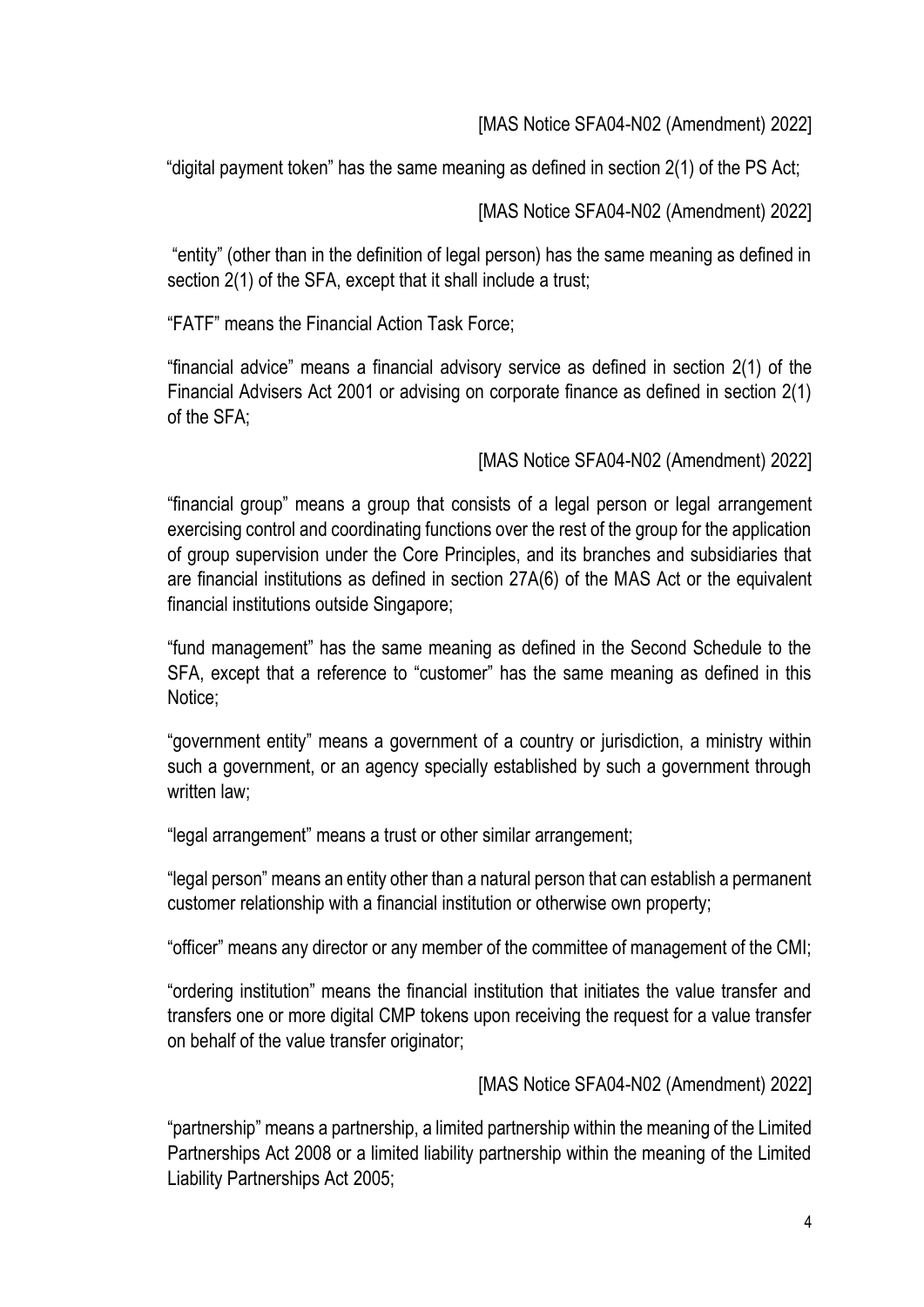[MAS Notice SFA04-N02 (Amendment) 2022]

"digital payment token" has the same meaning as defined in section 2(1) of the PS Act;

[MAS Notice SFA04-N02 (Amendment) 2022]

"entity" (other than in the definition of legal person) has the same meaning as defined in section 2(1) of the SFA, except that it shall include a trust;

"FATF" means the Financial Action Task Force;

"financial advice" means a financial advisory service as defined in section 2(1) of the Financial Advisers Act 2001 or advising on corporate finance as defined in section 2(1) of the SFA;

[MAS Notice SFA04-N02 (Amendment) 2022]

"financial group" means a group that consists of a legal person or legal arrangement exercising control and coordinating functions over the rest of the group for the application of group supervision under the Core Principles, and its branches and subsidiaries that are financial institutions as defined in section 27A(6) of the MAS Act or the equivalent financial institutions outside Singapore;

"fund management" has the same meaning as defined in the Second Schedule to the SFA, except that a reference to "customer" has the same meaning as defined in this Notice;

"government entity" means a government of a country or jurisdiction, a ministry within such a government, or an agency specially established by such a government through written law;

"legal arrangement" means a trust or other similar arrangement;

"legal person" means an entity other than a natural person that can establish a permanent customer relationship with a financial institution or otherwise own property;

"officer" means any director or any member of the committee of management of the CMI;

"ordering institution" means the financial institution that initiates the value transfer and transfers one or more digital CMP tokens upon receiving the request for a value transfer on behalf of the value transfer originator;

[MAS Notice SFA04-N02 (Amendment) 2022]

"partnership" means a partnership, a limited partnership within the meaning of the Limited Partnerships Act 2008 or a limited liability partnership within the meaning of the Limited Liability Partnerships Act 2005;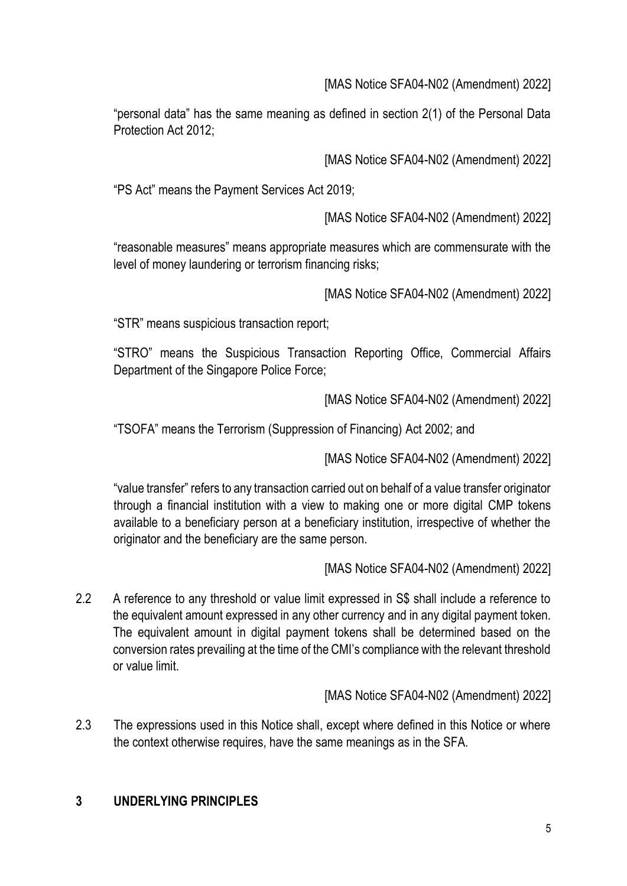[MAS Notice SFA04-N02 (Amendment) 2022]

"personal data" has the same meaning as defined in section 2(1) of the Personal Data Protection Act 2012;

[MAS Notice SFA04-N02 (Amendment) 2022]

"PS Act" means the Payment Services Act 2019;

[MAS Notice SFA04-N02 (Amendment) 2022]

"reasonable measures" means appropriate measures which are commensurate with the level of money laundering or terrorism financing risks;

[MAS Notice SFA04-N02 (Amendment) 2022]

"STR" means suspicious transaction report;

"STRO" means the Suspicious Transaction Reporting Office, Commercial Affairs Department of the Singapore Police Force;

[MAS Notice SFA04-N02 (Amendment) 2022]

"TSOFA" means the Terrorism (Suppression of Financing) Act 2002; and

[MAS Notice SFA04-N02 (Amendment) 2022]

"value transfer" refers to any transaction carried out on behalf of a value transfer originator through a financial institution with a view to making one or more digital CMP tokens available to a beneficiary person at a beneficiary institution, irrespective of whether the originator and the beneficiary are the same person.

[MAS Notice SFA04-N02 (Amendment) 2022]

2.2 A reference to any threshold or value limit expressed in S$ shall include a reference to the equivalent amount expressed in any other currency and in any digital payment token. The equivalent amount in digital payment tokens shall be determined based on the conversion rates prevailing at the time of the CMI's compliance with the relevant threshold or value limit.

[MAS Notice SFA04-N02 (Amendment) 2022]

2.3 The expressions used in this Notice shall, except where defined in this Notice or where the context otherwise requires, have the same meanings as in the SFA.

## 3 UNDERLYING PRINCIPLES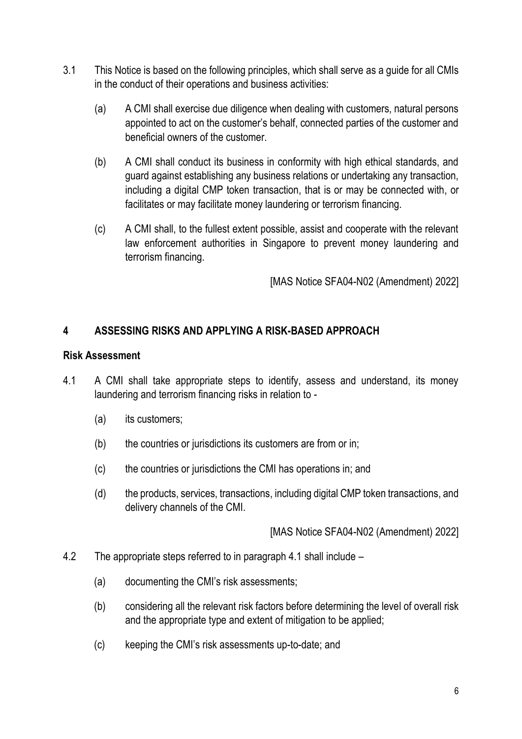3.1 This Notice is based on the following principles, which shall serve as a guide for all CMIs in the conduct of their operations and business activities:

(a) A CMI shall exercise due diligence when dealing with customers, natural persons appointed to act on the customer's behalf, connected parties of the customer and beneficial owners of the customer.

(b) A CMI shall conduct its business in conformity with high ethical standards, and guard against establishing any business relations or undertaking any transaction, including a digital CMP token transaction, that is or may be connected with, or facilitates or may facilitate money laundering or terrorism financing.

(c) A CMI shall, to the fullest extent possible, assist and cooperate with the relevant law enforcement authorities in Singapore to prevent money laundering and terrorism financing.

[MAS Notice SFA04-N02 (Amendment) 2022]

## 4 ASSESSING RISKS AND APPLYING A RISK-BASED APPROACH

### Risk Assessment

4.1 A CMI shall take appropriate steps to identify, assess and understand, its money laundering and terrorism financing risks in relation to -

(a) its customers;

(b) the countries or jurisdictions its customers are from or in;

(c) the countries or jurisdictions the CMI has operations in; and

(d) the products, services, transactions, including digital CMP token transactions, and delivery channels of the CMI.

[MAS Notice SFA04-N02 (Amendment) 2022]

4.2 The appropriate steps referred to in paragraph 4.1 shall include –

(a) documenting the CMI's risk assessments;

(b) considering all the relevant risk factors before determining the level of overall risk and the appropriate type and extent of mitigation to be applied;

(c) keeping the CMI's risk assessments up-to-date; and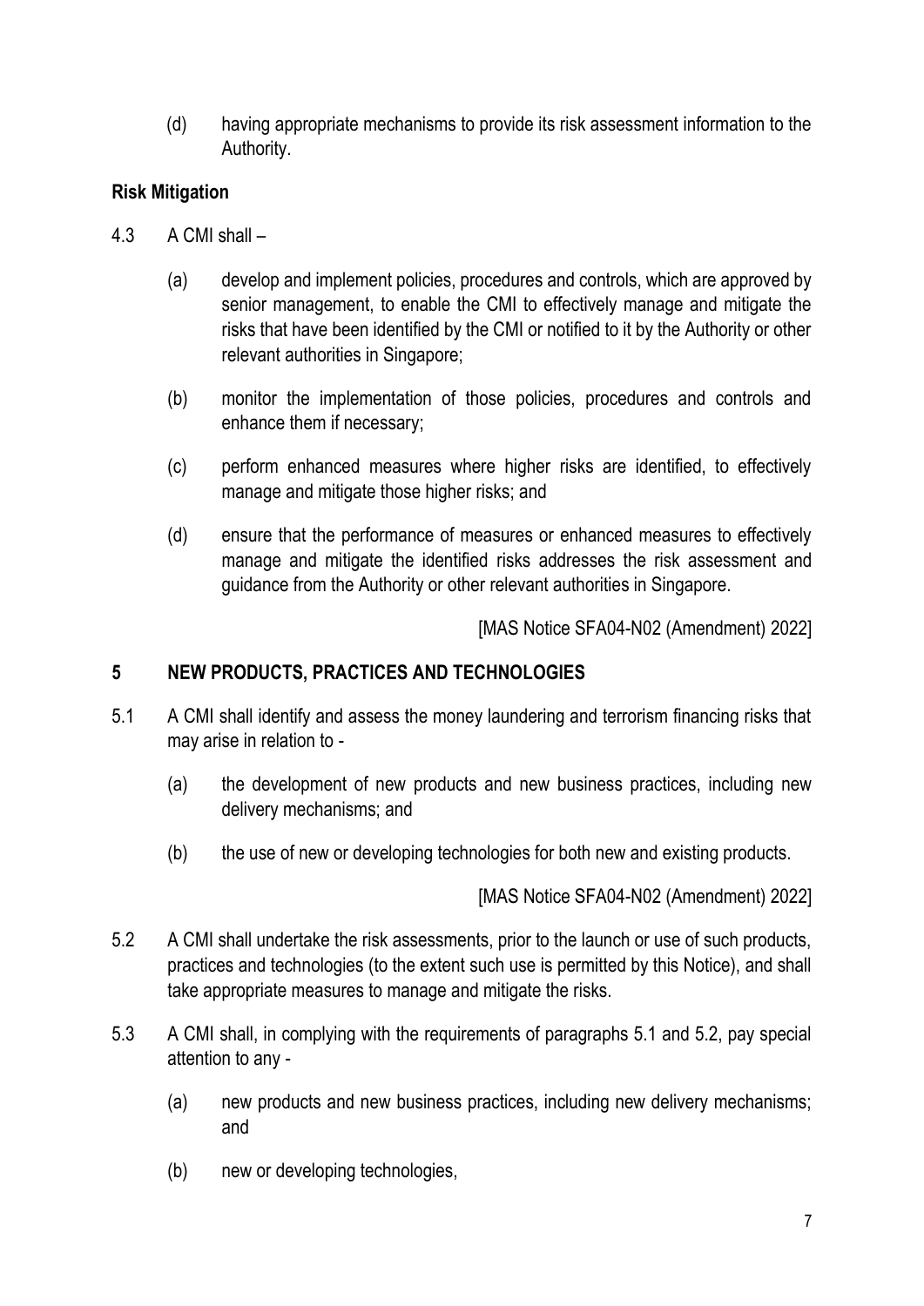(d) having appropriate mechanisms to provide its risk assessment information to the Authority.

**Risk Mitigation**

4.3 A CMI shall –

(a) develop and implement policies, procedures and controls, which are approved by senior management, to enable the CMI to effectively manage and mitigate the risks that have been identified by the CMI or notified to it by the Authority or other relevant authorities in Singapore;

(b) monitor the implementation of those policies, procedures and controls and enhance them if necessary;

(c) perform enhanced measures where higher risks are identified, to effectively manage and mitigate those higher risks; and

(d) ensure that the performance of measures or enhanced measures to effectively manage and mitigate the identified risks addresses the risk assessment and guidance from the Authority or other relevant authorities in Singapore.

[MAS Notice SFA04-N02 (Amendment) 2022]

## 5 NEW PRODUCTS, PRACTICES AND TECHNOLOGIES

5.1 A CMI shall identify and assess the money laundering and terrorism financing risks that may arise in relation to -

(a) the development of new products and new business practices, including new delivery mechanisms; and

(b) the use of new or developing technologies for both new and existing products.

[MAS Notice SFA04-N02 (Amendment) 2022]

5.2 A CMI shall undertake the risk assessments, prior to the launch or use of such products, practices and technologies (to the extent such use is permitted by this Notice), and shall take appropriate measures to manage and mitigate the risks.

5.3 A CMI shall, in complying with the requirements of paragraphs 5.1 and 5.2, pay special attention to any -

(a) new products and new business practices, including new delivery mechanisms; and

(b) new or developing technologies,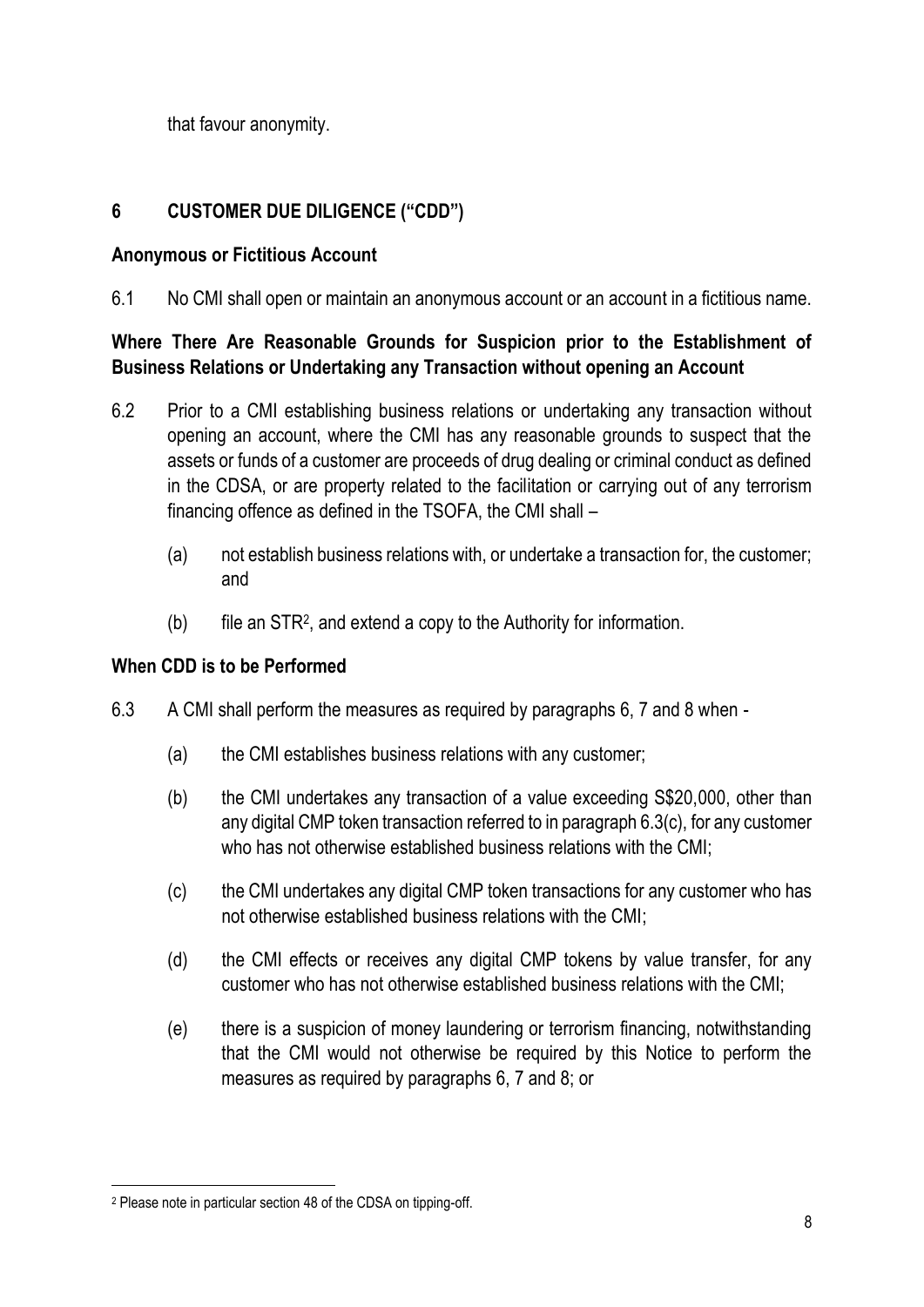that favour anonymity.

## 6 CUSTOMER DUE DILIGENCE ("CDD")

**Anonymous or Fictitious Account**

6.1 No CMI shall open or maintain an anonymous account or an account in a fictitious name.

**Where There Are Reasonable Grounds for Suspicion prior to the Establishment of Business Relations or Undertaking any Transaction without opening an Account**

6.2 Prior to a CMI establishing business relations or undertaking any transaction without opening an account, where the CMI has any reasonable grounds to suspect that the assets or funds of a customer are proceeds of drug dealing or criminal conduct as defined in the CDSA, or are property related to the facilitation or carrying out of any terrorism financing offence as defined in the TSOFA, the CMI shall –

(a) not establish business relations with, or undertake a transaction for, the customer; and

(b) file an STR[2], and extend a copy to the Authority for information.

**When CDD is to be Performed**

6.3 A CMI shall perform the measures as required by paragraphs 6, 7 and 8 when -

(a) the CMI establishes business relations with any customer;

(b) the CMI undertakes any transaction of a value exceeding S$20,000, other than any digital CMP token transaction referred to in paragraph 6.3(c), for any customer who has not otherwise established business relations with the CMI;

(c) the CMI undertakes any digital CMP token transactions for any customer who has not otherwise established business relations with the CMI;

(d) the CMI effects or receives any digital CMP tokens by value transfer, for any customer who has not otherwise established business relations with the CMI;

(e) there is a suspicion of money laundering or terrorism financing, notwithstanding that the CMI would not otherwise be required by this Notice to perform the measures as required by paragraphs 6, 7 and 8; or

[2] Please note in particular section 48 of the CDSA on tipping-off.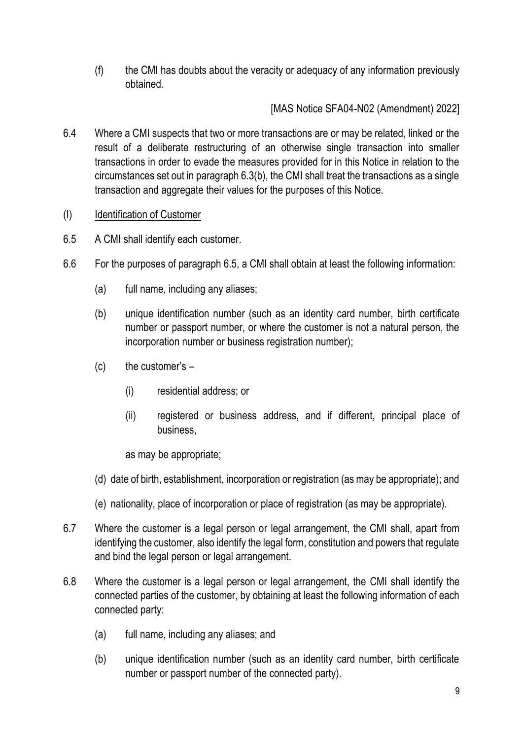(f) the CMI has doubts about the veracity or adequacy of any information previously obtained.

[MAS Notice SFA04-N02 (Amendment) 2022]

6.4 Where a CMI suspects that two or more transactions are or may be related, linked or the result of a deliberate restructuring of an otherwise single transaction into smaller transactions in order to evade the measures provided for in this Notice in relation to the circumstances set out in paragraph 6.3(b), the CMI shall treat the transactions as a single transaction and aggregate their values for the purposes of this Notice.

(I) Identification of Customer

6.5 A CMI shall identify each customer.

6.6 For the purposes of paragraph 6.5, a CMI shall obtain at least the following information:

(a) full name, including any aliases;

(b) unique identification number (such as an identity card number, birth certificate number or passport number, or where the customer is not a natural person, the incorporation number or business registration number);

(c) the customer's –

(i) residential address; or

(ii) registered or business address, and if different, principal place of business,

as may be appropriate;

(d) date of birth, establishment, incorporation or registration (as may be appropriate); and

(e) nationality, place of incorporation or place of registration (as may be appropriate).

6.7 Where the customer is a legal person or legal arrangement, the CMI shall, apart from identifying the customer, also identify the legal form, constitution and powers that regulate and bind the legal person or legal arrangement.

6.8 Where the customer is a legal person or legal arrangement, the CMI shall identify the connected parties of the customer, by obtaining at least the following information of each connected party:

(a) full name, including any aliases; and

(b) unique identification number (such as an identity card number, birth certificate number or passport number of the connected party).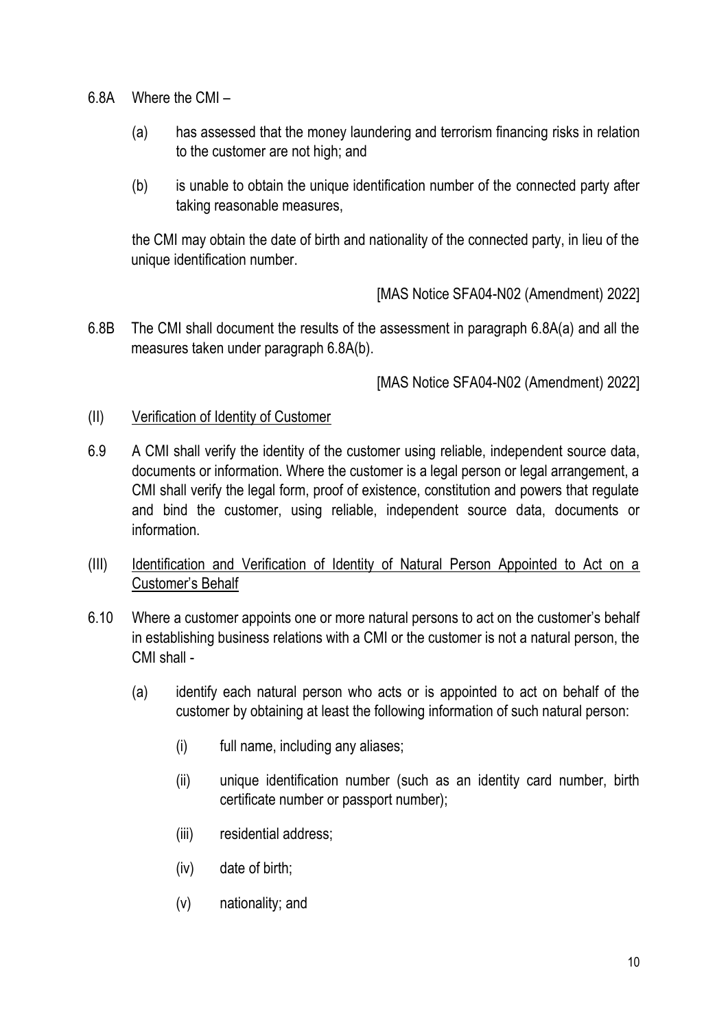6.8A Where the CMI –

(a) has assessed that the money laundering and terrorism financing risks in relation to the customer are not high; and

(b) is unable to obtain the unique identification number of the connected party after taking reasonable measures,

the CMI may obtain the date of birth and nationality of the connected party, in lieu of the unique identification number.

[MAS Notice SFA04-N02 (Amendment) 2022]

6.8B The CMI shall document the results of the assessment in paragraph 6.8A(a) and all the measures taken under paragraph 6.8A(b).

[MAS Notice SFA04-N02 (Amendment) 2022]

(II) <u>Verification of Identity of Customer</u>

6.9 A CMI shall verify the identity of the customer using reliable, independent source data, documents or information. Where the customer is a legal person or legal arrangement, a CMI shall verify the legal form, proof of existence, constitution and powers that regulate and bind the customer, using reliable, independent source data, documents or information.

(III) <u>Identification and Verification of Identity of Natural Person Appointed to Act on a Customer's Behalf</u>

6.10 Where a customer appoints one or more natural persons to act on the customer's behalf in establishing business relations with a CMI or the customer is not a natural person, the CMI shall -

(a) identify each natural person who acts or is appointed to act on behalf of the customer by obtaining at least the following information of such natural person:

(i) full name, including any aliases;

(ii) unique identification number (such as an identity card number, birth certificate number or passport number);

(iii) residential address;

(iv) date of birth;

(v) nationality; and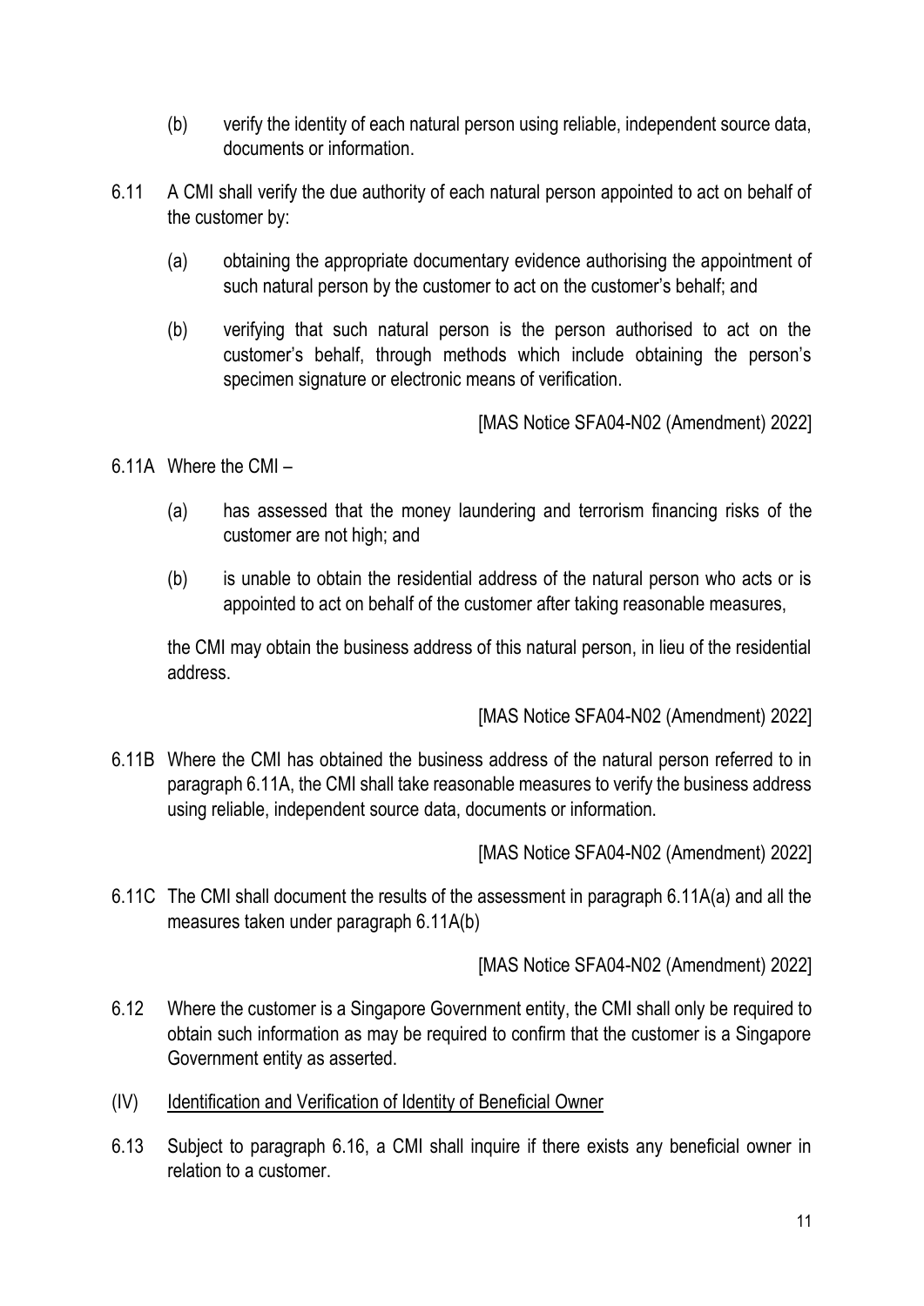(b) verify the identity of each natural person using reliable, independent source data, documents or information.

6.11 A CMI shall verify the due authority of each natural person appointed to act on behalf of the customer by:

(a) obtaining the appropriate documentary evidence authorising the appointment of such natural person by the customer to act on the customer's behalf; and

(b) verifying that such natural person is the person authorised to act on the customer's behalf, through methods which include obtaining the person's specimen signature or electronic means of verification.

[MAS Notice SFA04-N02 (Amendment) 2022]

6.11A Where the CMI –

(a) has assessed that the money laundering and terrorism financing risks of the customer are not high; and

(b) is unable to obtain the residential address of the natural person who acts or is appointed to act on behalf of the customer after taking reasonable measures,

the CMI may obtain the business address of this natural person, in lieu of the residential address.

[MAS Notice SFA04-N02 (Amendment) 2022]

6.11B Where the CMI has obtained the business address of the natural person referred to in paragraph 6.11A, the CMI shall take reasonable measures to verify the business address using reliable, independent source data, documents or information.

[MAS Notice SFA04-N02 (Amendment) 2022]

6.11C The CMI shall document the results of the assessment in paragraph 6.11A(a) and all the measures taken under paragraph 6.11A(b)

[MAS Notice SFA04-N02 (Amendment) 2022]

6.12 Where the customer is a Singapore Government entity, the CMI shall only be required to obtain such information as may be required to confirm that the customer is a Singapore Government entity as asserted.

(IV) Identification and Verification of Identity of Beneficial Owner

6.13 Subject to paragraph 6.16, a CMI shall inquire if there exists any beneficial owner in relation to a customer.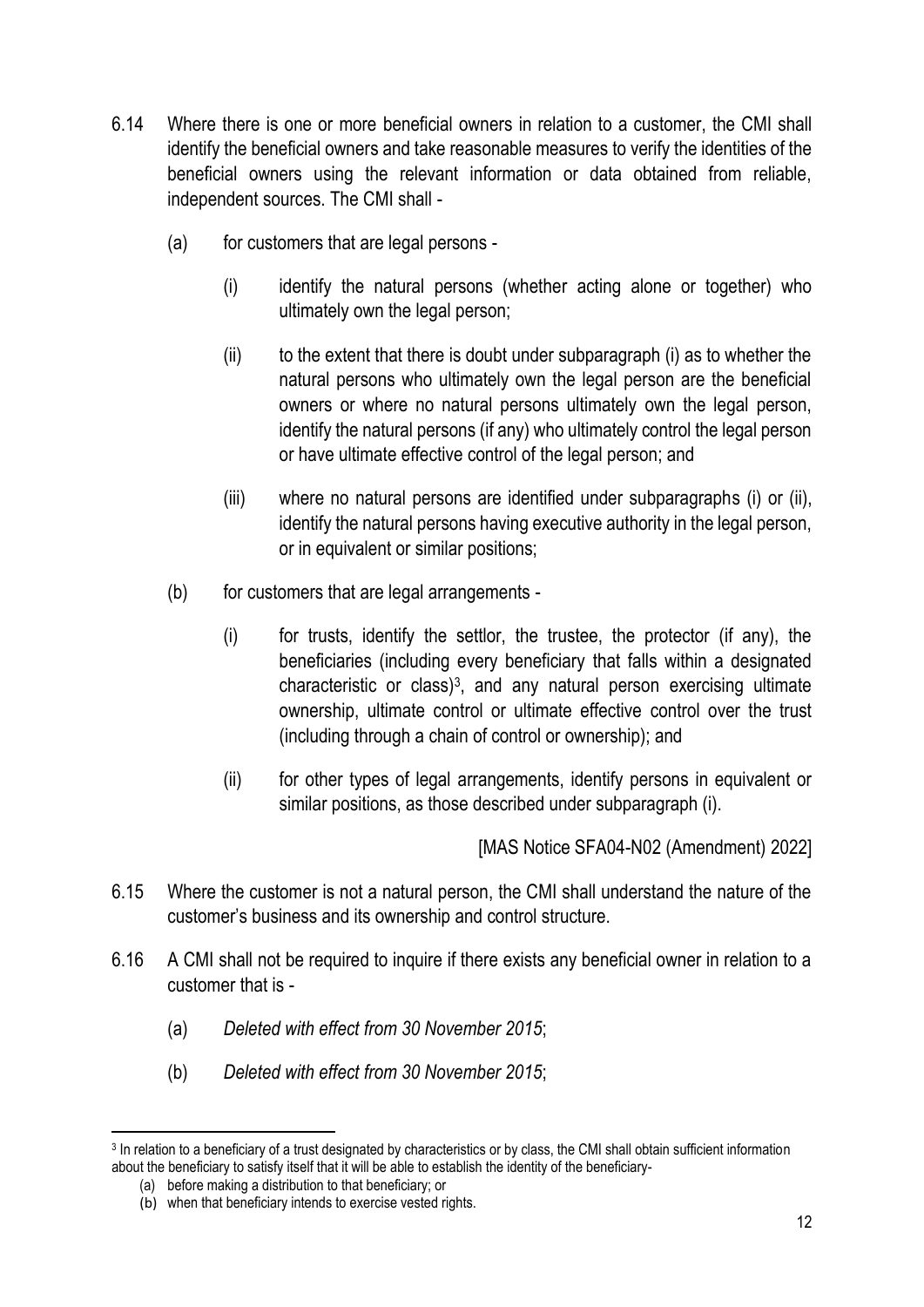6.14 Where there is one or more beneficial owners in relation to a customer, the CMI shall identify the beneficial owners and take reasonable measures to verify the identities of the beneficial owners using the relevant information or data obtained from reliable, independent sources. The CMI shall -

(a) for customers that are legal persons -

(i) identify the natural persons (whether acting alone or together) who ultimately own the legal person;

(ii) to the extent that there is doubt under subparagraph (i) as to whether the natural persons who ultimately own the legal person are the beneficial owners or where no natural persons ultimately own the legal person, identify the natural persons (if any) who ultimately control the legal person or have ultimate effective control of the legal person; and

(iii) where no natural persons are identified under subparagraphs (i) or (ii), identify the natural persons having executive authority in the legal person, or in equivalent or similar positions;

(b) for customers that are legal arrangements -

(i) for trusts, identify the settlor, the trustee, the protector (if any), the beneficiaries (including every beneficiary that falls within a designated characteristic or class)[3], and any natural person exercising ultimate ownership, ultimate control or ultimate effective control over the trust (including through a chain of control or ownership); and

(ii) for other types of legal arrangements, identify persons in equivalent or similar positions, as those described under subparagraph (i).

[MAS Notice SFA04-N02 (Amendment) 2022]

6.15 Where the customer is not a natural person, the CMI shall understand the nature of the customer's business and its ownership and control structure.

6.16 A CMI shall not be required to inquire if there exists any beneficial owner in relation to a customer that is -

(a) *Deleted with effect from 30 November 2015*;

(b) *Deleted with effect from 30 November 2015*;

---

[3] In relation to a beneficiary of a trust designated by characteristics or by class, the CMI shall obtain sufficient information about the beneficiary to satisfy itself that it will be able to establish the identity of the beneficiary-

(a) before making a distribution to that beneficiary; or

(b) when that beneficiary intends to exercise vested rights.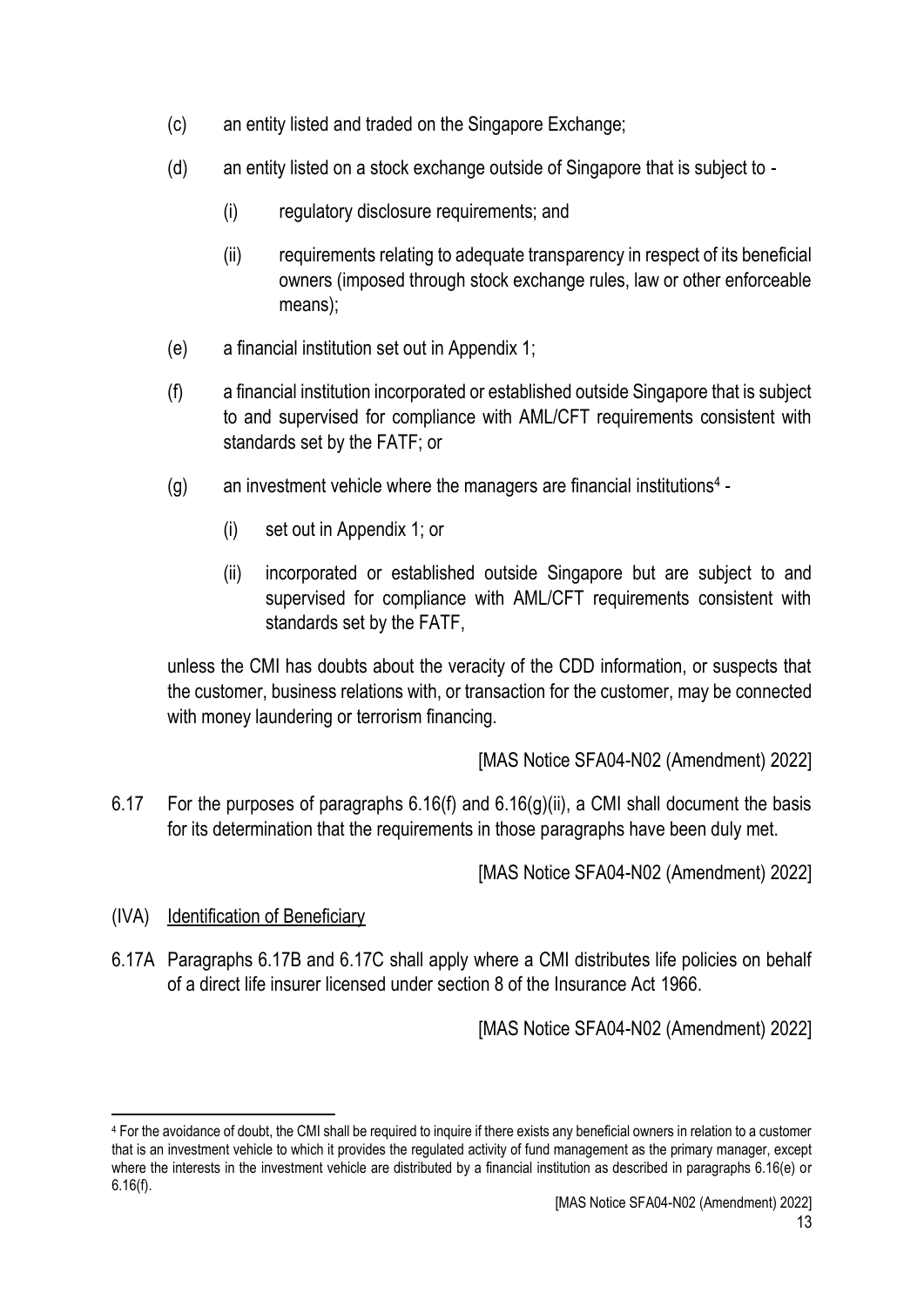(c) an entity listed and traded on the Singapore Exchange;

(d) an entity listed on a stock exchange outside of Singapore that is subject to -

  (i) regulatory disclosure requirements; and

  (ii) requirements relating to adequate transparency in respect of its beneficial owners (imposed through stock exchange rules, law or other enforceable means);

(e) a financial institution set out in Appendix 1;

(f) a financial institution incorporated or established outside Singapore that is subject to and supervised for compliance with AML/CFT requirements consistent with standards set by the FATF; or

(g) an investment vehicle where the managers are financial institutions[4] -

  (i) set out in Appendix 1; or

  (ii) incorporated or established outside Singapore but are subject to and supervised for compliance with AML/CFT requirements consistent with standards set by the FATF,

unless the CMI has doubts about the veracity of the CDD information, or suspects that the customer, business relations with, or transaction for the customer, may be connected with money laundering or terrorism financing.

[MAS Notice SFA04-N02 (Amendment) 2022]

6.17 For the purposes of paragraphs 6.16(f) and 6.16(g)(ii), a CMI shall document the basis for its determination that the requirements in those paragraphs have been duly met.

[MAS Notice SFA04-N02 (Amendment) 2022]

(IVA) <u>Identification of Beneficiary</u>

6.17A Paragraphs 6.17B and 6.17C shall apply where a CMI distributes life policies on behalf of a direct life insurer licensed under section 8 of the Insurance Act 1966.

[MAS Notice SFA04-N02 (Amendment) 2022]

---

[4] For the avoidance of doubt, the CMI shall be required to inquire if there exists any beneficial owners in relation to a customer that is an investment vehicle to which it provides the regulated activity of fund management as the primary manager, except where the interests in the investment vehicle are distributed by a financial institution as described in paragraphs 6.16(e) or 6.16(f).

[MAS Notice SFA04-N02 (Amendment) 2022]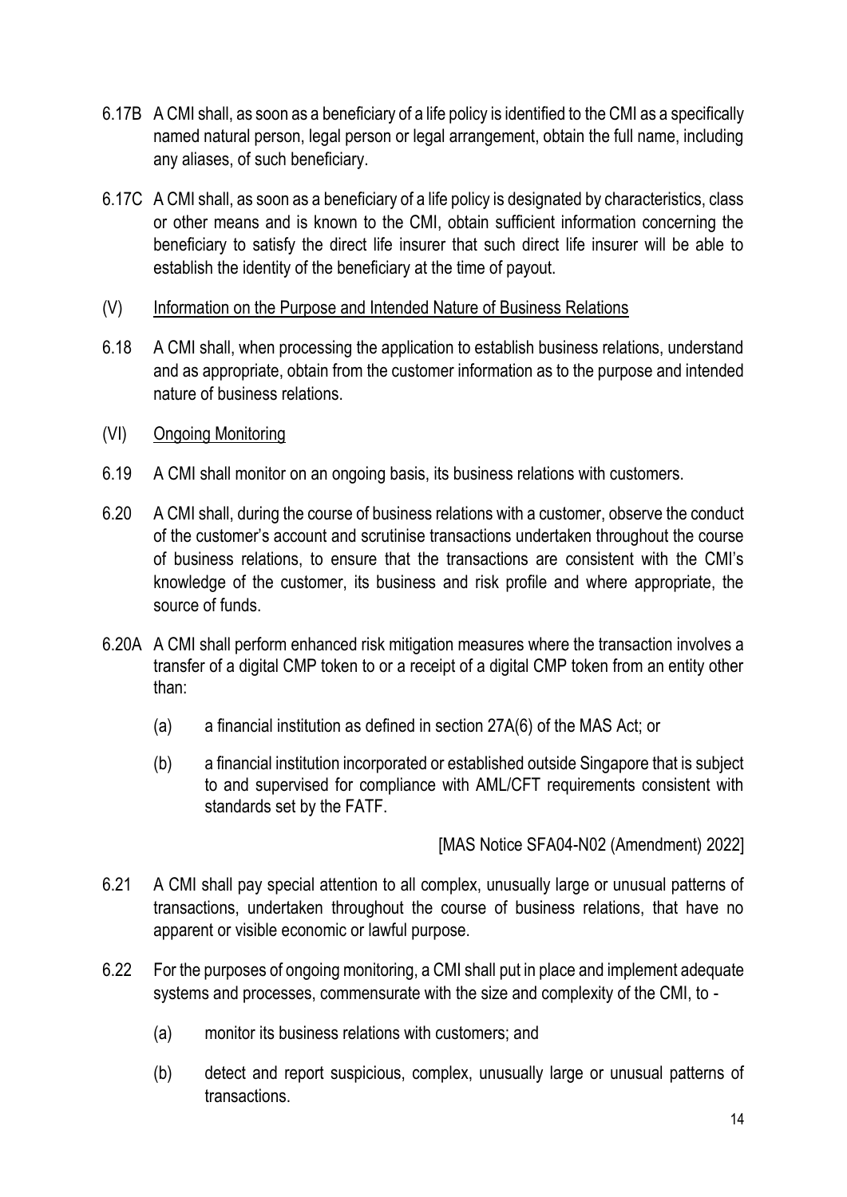6.17B A CMI shall, as soon as a beneficiary of a life policy is identified to the CMI as a specifically named natural person, legal person or legal arrangement, obtain the full name, including any aliases, of such beneficiary.

6.17C A CMI shall, as soon as a beneficiary of a life policy is designated by characteristics, class or other means and is known to the CMI, obtain sufficient information concerning the beneficiary to satisfy the direct life insurer that such direct life insurer will be able to establish the identity of the beneficiary at the time of payout.

(V) <u>Information on the Purpose and Intended Nature of Business Relations</u>

6.18 A CMI shall, when processing the application to establish business relations, understand and as appropriate, obtain from the customer information as to the purpose and intended nature of business relations.

(VI) <u>Ongoing Monitoring</u>

6.19 A CMI shall monitor on an ongoing basis, its business relations with customers.

6.20 A CMI shall, during the course of business relations with a customer, observe the conduct of the customer's account and scrutinise transactions undertaken throughout the course of business relations, to ensure that the transactions are consistent with the CMI's knowledge of the customer, its business and risk profile and where appropriate, the source of funds.

6.20A A CMI shall perform enhanced risk mitigation measures where the transaction involves a transfer of a digital CMP token to or a receipt of a digital CMP token from an entity other than:

(a) a financial institution as defined in section 27A(6) of the MAS Act; or

(b) a financial institution incorporated or established outside Singapore that is subject to and supervised for compliance with AML/CFT requirements consistent with standards set by the FATF.

[MAS Notice SFA04-N02 (Amendment) 2022]

6.21 A CMI shall pay special attention to all complex, unusually large or unusual patterns of transactions, undertaken throughout the course of business relations, that have no apparent or visible economic or lawful purpose.

6.22 For the purposes of ongoing monitoring, a CMI shall put in place and implement adequate systems and processes, commensurate with the size and complexity of the CMI, to -

(a) monitor its business relations with customers; and

(b) detect and report suspicious, complex, unusually large or unusual patterns of transactions.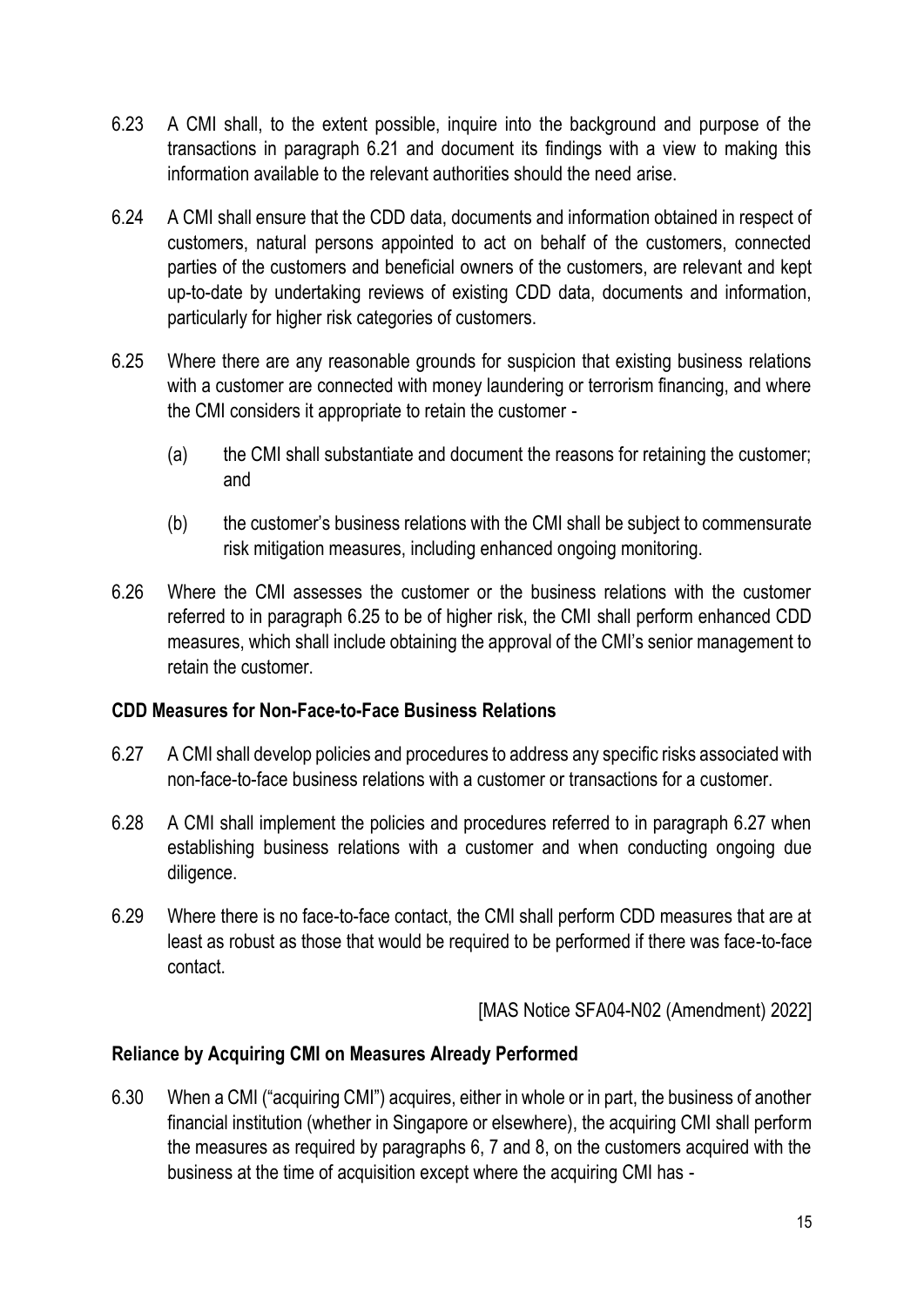6.23 A CMI shall, to the extent possible, inquire into the background and purpose of the transactions in paragraph 6.21 and document its findings with a view to making this information available to the relevant authorities should the need arise.

6.24 A CMI shall ensure that the CDD data, documents and information obtained in respect of customers, natural persons appointed to act on behalf of the customers, connected parties of the customers and beneficial owners of the customers, are relevant and kept up-to-date by undertaking reviews of existing CDD data, documents and information, particularly for higher risk categories of customers.

6.25 Where there are any reasonable grounds for suspicion that existing business relations with a customer are connected with money laundering or terrorism financing, and where the CMI considers it appropriate to retain the customer -

(a) the CMI shall substantiate and document the reasons for retaining the customer; and

(b) the customer's business relations with the CMI shall be subject to commensurate risk mitigation measures, including enhanced ongoing monitoring.

6.26 Where the CMI assesses the customer or the business relations with the customer referred to in paragraph 6.25 to be of higher risk, the CMI shall perform enhanced CDD measures, which shall include obtaining the approval of the CMI's senior management to retain the customer.

**CDD Measures for Non-Face-to-Face Business Relations**

6.27 A CMI shall develop policies and procedures to address any specific risks associated with non-face-to-face business relations with a customer or transactions for a customer.

6.28 A CMI shall implement the policies and procedures referred to in paragraph 6.27 when establishing business relations with a customer and when conducting ongoing due diligence.

6.29 Where there is no face-to-face contact, the CMI shall perform CDD measures that are at least as robust as those that would be required to be performed if there was face-to-face contact.

[MAS Notice SFA04-N02 (Amendment) 2022]

**Reliance by Acquiring CMI on Measures Already Performed**

6.30 When a CMI ("acquiring CMI") acquires, either in whole or in part, the business of another financial institution (whether in Singapore or elsewhere), the acquiring CMI shall perform the measures as required by paragraphs 6, 7 and 8, on the customers acquired with the business at the time of acquisition except where the acquiring CMI has -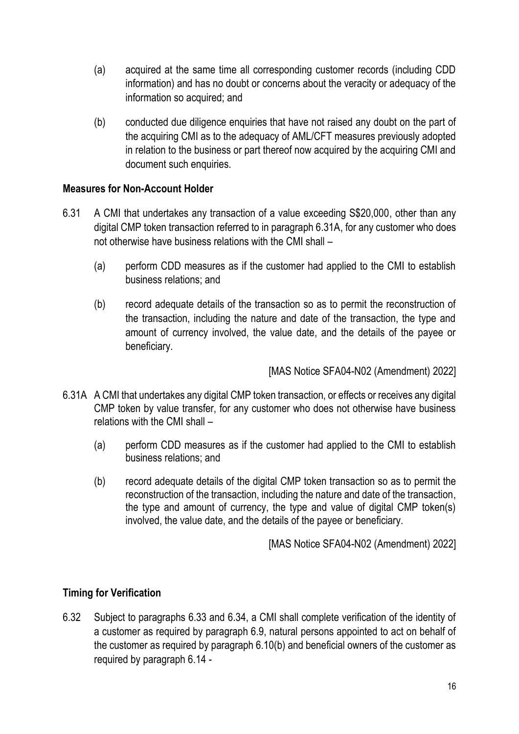(a) acquired at the same time all corresponding customer records (including CDD information) and has no doubt or concerns about the veracity or adequacy of the information so acquired; and

(b) conducted due diligence enquiries that have not raised any doubt on the part of the acquiring CMI as to the adequacy of AML/CFT measures previously adopted in relation to the business or part thereof now acquired by the acquiring CMI and document such enquiries.

**Measures for Non-Account Holder**

6.31 A CMI that undertakes any transaction of a value exceeding S$20,000, other than any digital CMP token transaction referred to in paragraph 6.31A, for any customer who does not otherwise have business relations with the CMI shall –

(a) perform CDD measures as if the customer had applied to the CMI to establish business relations; and

(b) record adequate details of the transaction so as to permit the reconstruction of the transaction, including the nature and date of the transaction, the type and amount of currency involved, the value date, and the details of the payee or beneficiary.

[MAS Notice SFA04-N02 (Amendment) 2022]

6.31A A CMI that undertakes any digital CMP token transaction, or effects or receives any digital CMP token by value transfer, for any customer who does not otherwise have business relations with the CMI shall –

(a) perform CDD measures as if the customer had applied to the CMI to establish business relations; and

(b) record adequate details of the digital CMP token transaction so as to permit the reconstruction of the transaction, including the nature and date of the transaction, the type and amount of currency, the type and value of digital CMP token(s) involved, the value date, and the details of the payee or beneficiary.

[MAS Notice SFA04-N02 (Amendment) 2022]

**Timing for Verification**

6.32 Subject to paragraphs 6.33 and 6.34, a CMI shall complete verification of the identity of a customer as required by paragraph 6.9, natural persons appointed to act on behalf of the customer as required by paragraph 6.10(b) and beneficial owners of the customer as required by paragraph 6.14 -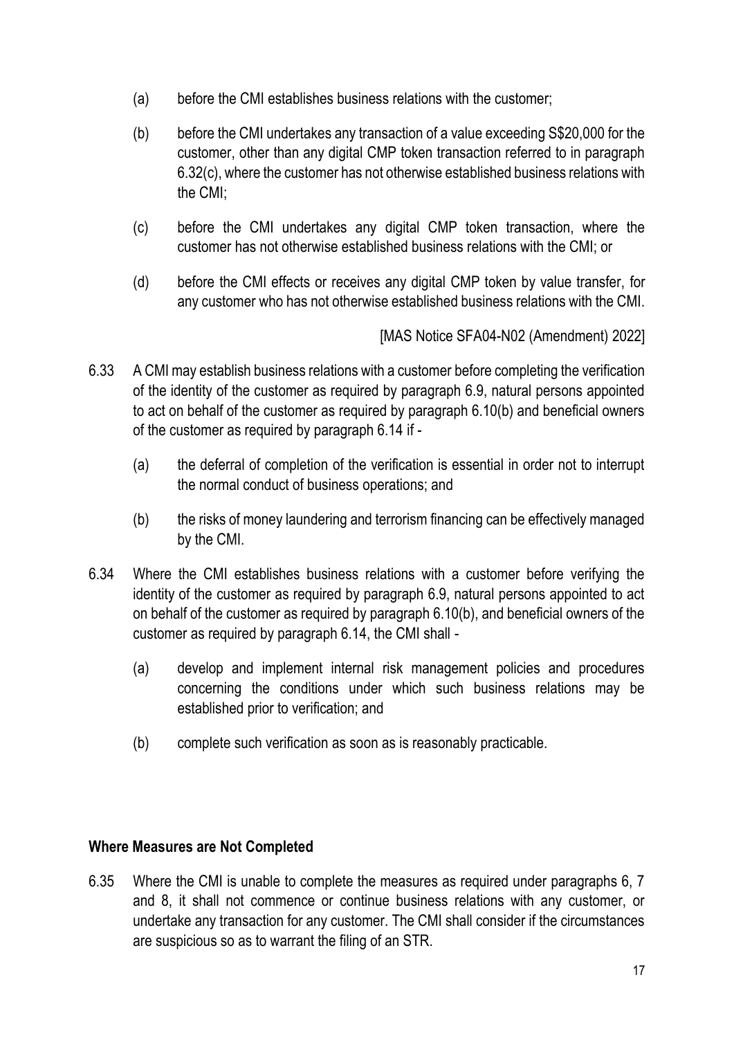(a) before the CMI establishes business relations with the customer;

(b) before the CMI undertakes any transaction of a value exceeding S$20,000 for the customer, other than any digital CMP token transaction referred to in paragraph 6.32(c), where the customer has not otherwise established business relations with the CMI;

(c) before the CMI undertakes any digital CMP token transaction, where the customer has not otherwise established business relations with the CMI; or

(d) before the CMI effects or receives any digital CMP token by value transfer, for any customer who has not otherwise established business relations with the CMI.

[MAS Notice SFA04-N02 (Amendment) 2022]

6.33 A CMI may establish business relations with a customer before completing the verification of the identity of the customer as required by paragraph 6.9, natural persons appointed to act on behalf of the customer as required by paragraph 6.10(b) and beneficial owners of the customer as required by paragraph 6.14 if -

(a) the deferral of completion of the verification is essential in order not to interrupt the normal conduct of business operations; and

(b) the risks of money laundering and terrorism financing can be effectively managed by the CMI.

6.34 Where the CMI establishes business relations with a customer before verifying the identity of the customer as required by paragraph 6.9, natural persons appointed to act on behalf of the customer as required by paragraph 6.10(b), and beneficial owners of the customer as required by paragraph 6.14, the CMI shall -

(a) develop and implement internal risk management policies and procedures concerning the conditions under which such business relations may be established prior to verification; and

(b) complete such verification as soon as is reasonably practicable.

**Where Measures are Not Completed**

6.35 Where the CMI is unable to complete the measures as required under paragraphs 6, 7 and 8, it shall not commence or continue business relations with any customer, or undertake any transaction for any customer. The CMI shall consider if the circumstances are suspicious so as to warrant the filing of an STR.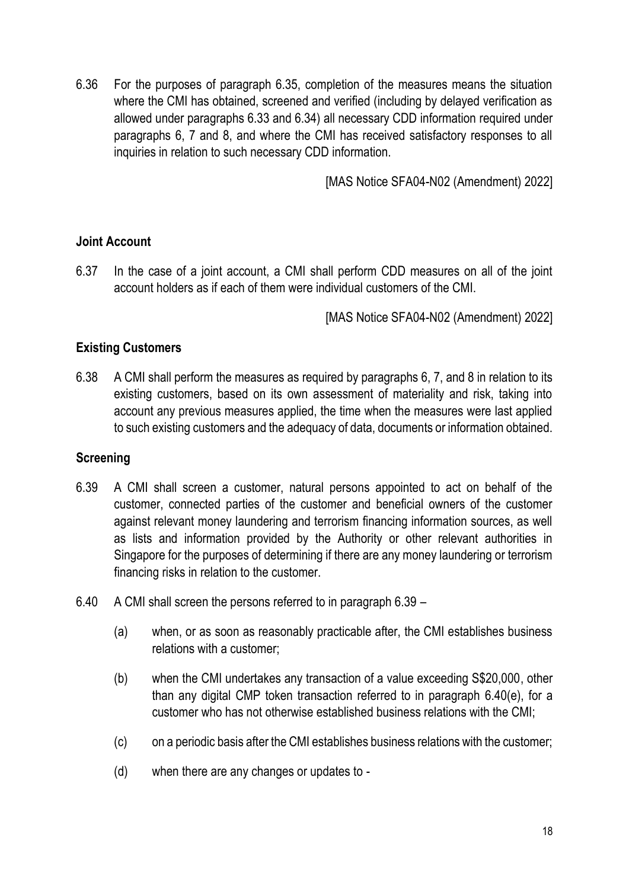6.36 For the purposes of paragraph 6.35, completion of the measures means the situation where the CMI has obtained, screened and verified (including by delayed verification as allowed under paragraphs 6.33 and 6.34) all necessary CDD information required under paragraphs 6, 7 and 8, and where the CMI has received satisfactory responses to all inquiries in relation to such necessary CDD information.

[MAS Notice SFA04-N02 (Amendment) 2022]

**Joint Account**

6.37 In the case of a joint account, a CMI shall perform CDD measures on all of the joint account holders as if each of them were individual customers of the CMI.

[MAS Notice SFA04-N02 (Amendment) 2022]

**Existing Customers**

6.38 A CMI shall perform the measures as required by paragraphs 6, 7, and 8 in relation to its existing customers, based on its own assessment of materiality and risk, taking into account any previous measures applied, the time when the measures were last applied to such existing customers and the adequacy of data, documents or information obtained.

**Screening**

6.39 A CMI shall screen a customer, natural persons appointed to act on behalf of the customer, connected parties of the customer and beneficial owners of the customer against relevant money laundering and terrorism financing information sources, as well as lists and information provided by the Authority or other relevant authorities in Singapore for the purposes of determining if there are any money laundering or terrorism financing risks in relation to the customer.

6.40 A CMI shall screen the persons referred to in paragraph 6.39 –

(a) when, or as soon as reasonably practicable after, the CMI establishes business relations with a customer;

(b) when the CMI undertakes any transaction of a value exceeding S$20,000, other than any digital CMP token transaction referred to in paragraph 6.40(e), for a customer who has not otherwise established business relations with the CMI;

(c) on a periodic basis after the CMI establishes business relations with the customer;

(d) when there are any changes or updates to -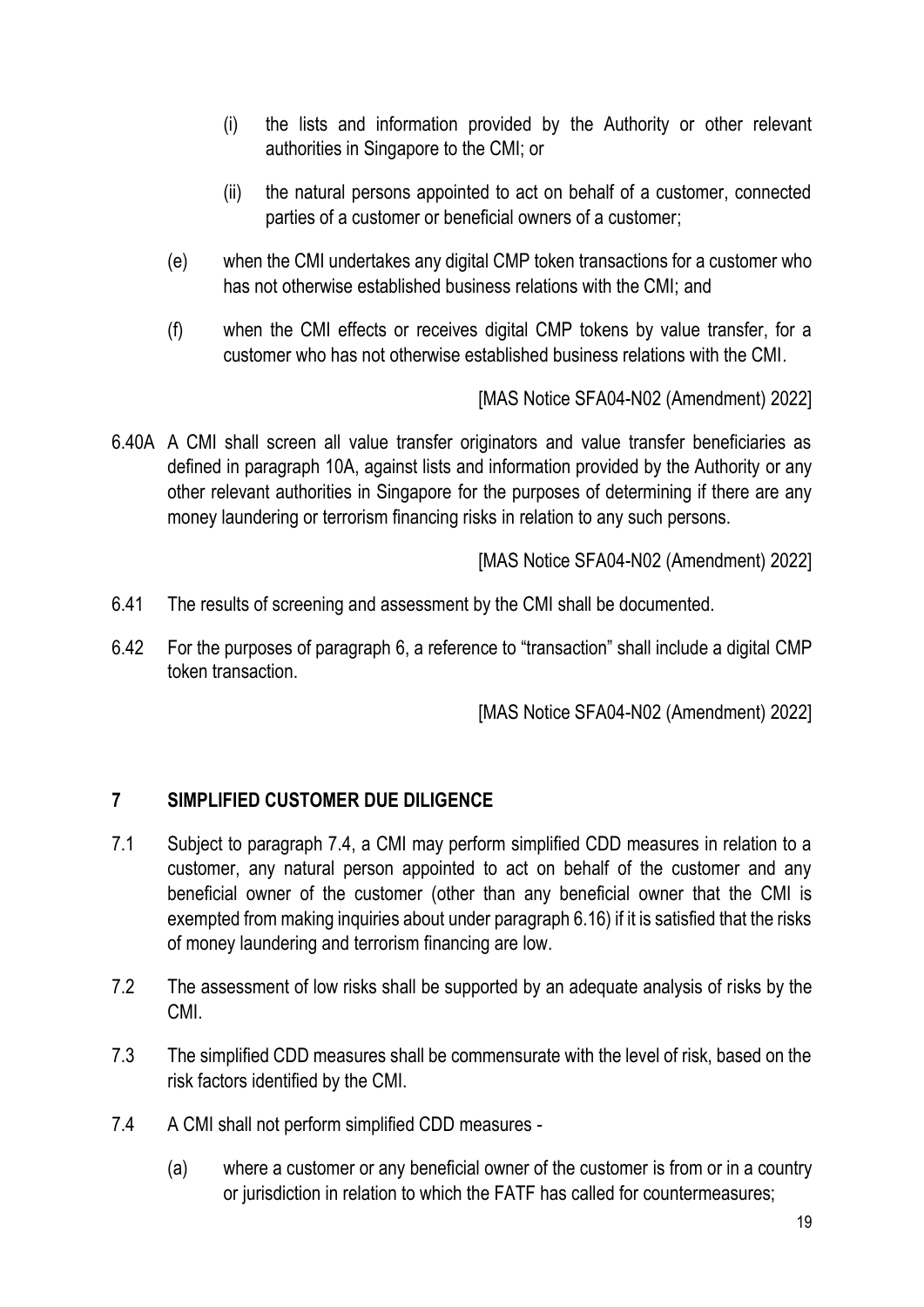(i) the lists and information provided by the Authority or other relevant authorities in Singapore to the CMI; or

   (ii) the natural persons appointed to act on behalf of a customer, connected parties of a customer or beneficial owners of a customer;

(e) when the CMI undertakes any digital CMP token transactions for a customer who has not otherwise established business relations with the CMI; and

(f) when the CMI effects or receives digital CMP tokens by value transfer, for a customer who has not otherwise established business relations with the CMI.

[MAS Notice SFA04-N02 (Amendment) 2022]

6.40A A CMI shall screen all value transfer originators and value transfer beneficiaries as defined in paragraph 10A, against lists and information provided by the Authority or any other relevant authorities in Singapore for the purposes of determining if there are any money laundering or terrorism financing risks in relation to any such persons.

[MAS Notice SFA04-N02 (Amendment) 2022]

6.41 The results of screening and assessment by the CMI shall be documented.

6.42 For the purposes of paragraph 6, a reference to "transaction" shall include a digital CMP token transaction.

[MAS Notice SFA04-N02 (Amendment) 2022]

## 7 SIMPLIFIED CUSTOMER DUE DILIGENCE

7.1 Subject to paragraph 7.4, a CMI may perform simplified CDD measures in relation to a customer, any natural person appointed to act on behalf of the customer and any beneficial owner of the customer (other than any beneficial owner that the CMI is exempted from making inquiries about under paragraph 6.16) if it is satisfied that the risks of money laundering and terrorism financing are low.

7.2 The assessment of low risks shall be supported by an adequate analysis of risks by the CMI.

7.3 The simplified CDD measures shall be commensurate with the level of risk, based on the risk factors identified by the CMI.

7.4 A CMI shall not perform simplified CDD measures -

(a) where a customer or any beneficial owner of the customer is from or in a country or jurisdiction in relation to which the FATF has called for countermeasures;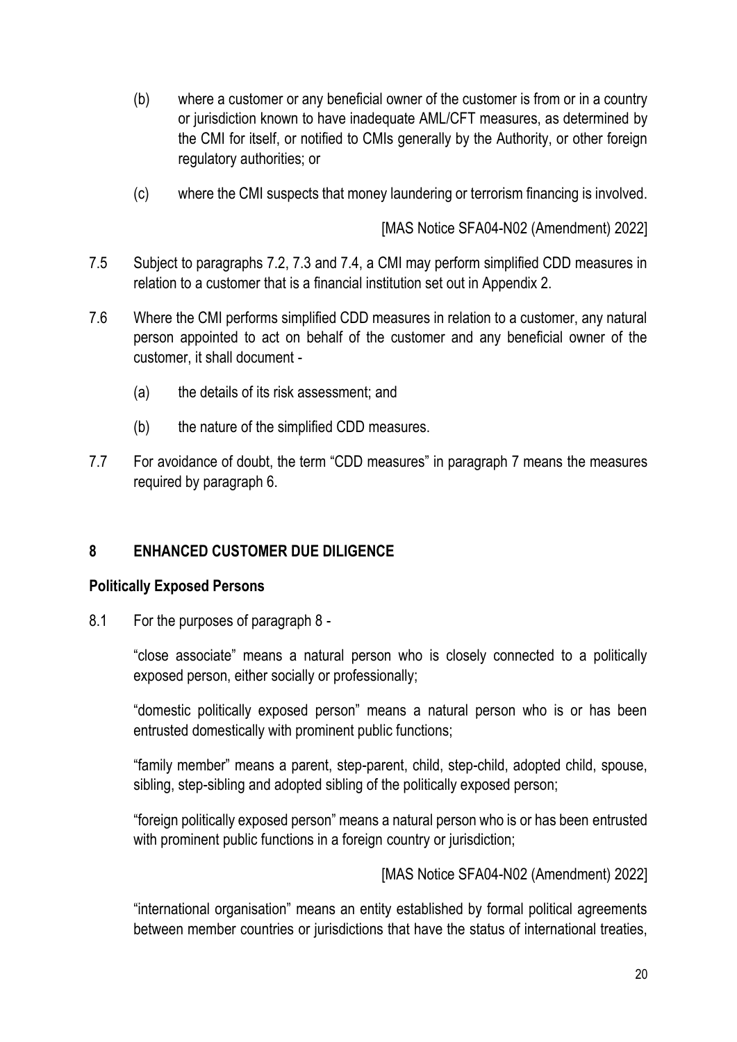(b) where a customer or any beneficial owner of the customer is from or in a country or jurisdiction known to have inadequate AML/CFT measures, as determined by the CMI for itself, or notified to CMIs generally by the Authority, or other foreign regulatory authorities; or

(c) where the CMI suspects that money laundering or terrorism financing is involved.

[MAS Notice SFA04-N02 (Amendment) 2022]

7.5 Subject to paragraphs 7.2, 7.3 and 7.4, a CMI may perform simplified CDD measures in relation to a customer that is a financial institution set out in Appendix 2.

7.6 Where the CMI performs simplified CDD measures in relation to a customer, any natural person appointed to act on behalf of the customer and any beneficial owner of the customer, it shall document -

(a) the details of its risk assessment; and

(b) the nature of the simplified CDD measures.

7.7 For avoidance of doubt, the term "CDD measures" in paragraph 7 means the measures required by paragraph 6.

## 8 ENHANCED CUSTOMER DUE DILIGENCE

### Politically Exposed Persons

8.1 For the purposes of paragraph 8 -

"close associate" means a natural person who is closely connected to a politically exposed person, either socially or professionally;

"domestic politically exposed person" means a natural person who is or has been entrusted domestically with prominent public functions;

"family member" means a parent, step-parent, child, step-child, adopted child, spouse, sibling, step-sibling and adopted sibling of the politically exposed person;

"foreign politically exposed person" means a natural person who is or has been entrusted with prominent public functions in a foreign country or jurisdiction;

[MAS Notice SFA04-N02 (Amendment) 2022]

"international organisation" means an entity established by formal political agreements between member countries or jurisdictions that have the status of international treaties,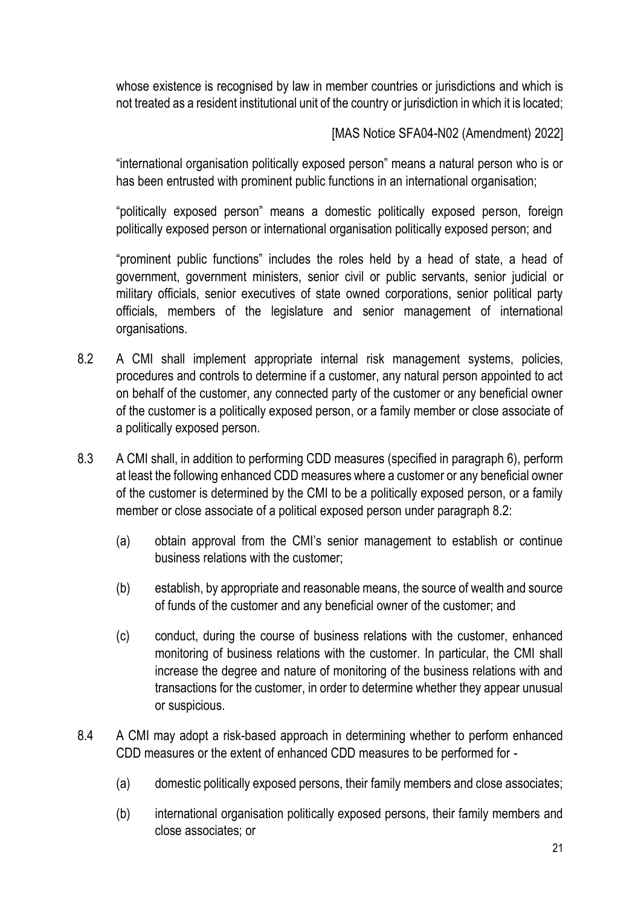whose existence is recognised by law in member countries or jurisdictions and which is not treated as a resident institutional unit of the country or jurisdiction in which it is located;

[MAS Notice SFA04-N02 (Amendment) 2022]

"international organisation politically exposed person" means a natural person who is or has been entrusted with prominent public functions in an international organisation;

"politically exposed person" means a domestic politically exposed person, foreign politically exposed person or international organisation politically exposed person; and

"prominent public functions" includes the roles held by a head of state, a head of government, government ministers, senior civil or public servants, senior judicial or military officials, senior executives of state owned corporations, senior political party officials, members of the legislature and senior management of international organisations.

8.2 A CMI shall implement appropriate internal risk management systems, policies, procedures and controls to determine if a customer, any natural person appointed to act on behalf of the customer, any connected party of the customer or any beneficial owner of the customer is a politically exposed person, or a family member or close associate of a politically exposed person.

8.3 A CMI shall, in addition to performing CDD measures (specified in paragraph 6), perform at least the following enhanced CDD measures where a customer or any beneficial owner of the customer is determined by the CMI to be a politically exposed person, or a family member or close associate of a political exposed person under paragraph 8.2:

(a) obtain approval from the CMI's senior management to establish or continue business relations with the customer;

(b) establish, by appropriate and reasonable means, the source of wealth and source of funds of the customer and any beneficial owner of the customer; and

(c) conduct, during the course of business relations with the customer, enhanced monitoring of business relations with the customer. In particular, the CMI shall increase the degree and nature of monitoring of the business relations with and transactions for the customer, in order to determine whether they appear unusual or suspicious.

8.4 A CMI may adopt a risk-based approach in determining whether to perform enhanced CDD measures or the extent of enhanced CDD measures to be performed for -

(a) domestic politically exposed persons, their family members and close associates;

(b) international organisation politically exposed persons, their family members and close associates; or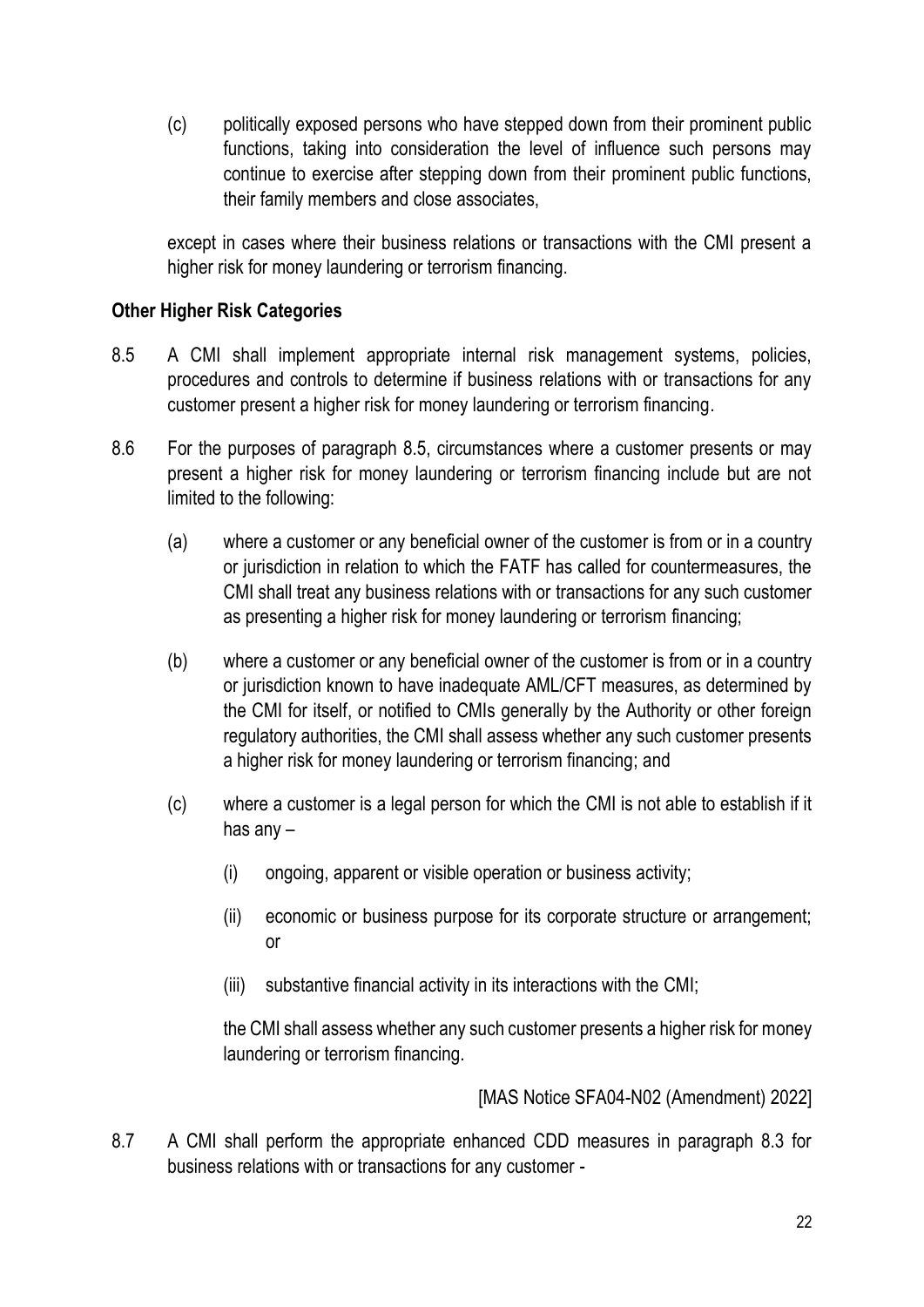(c) politically exposed persons who have stepped down from their prominent public functions, taking into consideration the level of influence such persons may continue to exercise after stepping down from their prominent public functions, their family members and close associates,

except in cases where their business relations or transactions with the CMI present a higher risk for money laundering or terrorism financing.

**Other Higher Risk Categories**

8.5 A CMI shall implement appropriate internal risk management systems, policies, procedures and controls to determine if business relations with or transactions for any customer present a higher risk for money laundering or terrorism financing.

8.6 For the purposes of paragraph 8.5, circumstances where a customer presents or may present a higher risk for money laundering or terrorism financing include but are not limited to the following:

(a) where a customer or any beneficial owner of the customer is from or in a country or jurisdiction in relation to which the FATF has called for countermeasures, the CMI shall treat any business relations with or transactions for any such customer as presenting a higher risk for money laundering or terrorism financing;

(b) where a customer or any beneficial owner of the customer is from or in a country or jurisdiction known to have inadequate AML/CFT measures, as determined by the CMI for itself, or notified to CMIs generally by the Authority or other foreign regulatory authorities, the CMI shall assess whether any such customer presents a higher risk for money laundering or terrorism financing; and

(c) where a customer is a legal person for which the CMI is not able to establish if it has any –

(i) ongoing, apparent or visible operation or business activity;

(ii) economic or business purpose for its corporate structure or arrangement; or

(iii) substantive financial activity in its interactions with the CMI;

the CMI shall assess whether any such customer presents a higher risk for money laundering or terrorism financing.

[MAS Notice SFA04-N02 (Amendment) 2022]

8.7 A CMI shall perform the appropriate enhanced CDD measures in paragraph 8.3 for business relations with or transactions for any customer -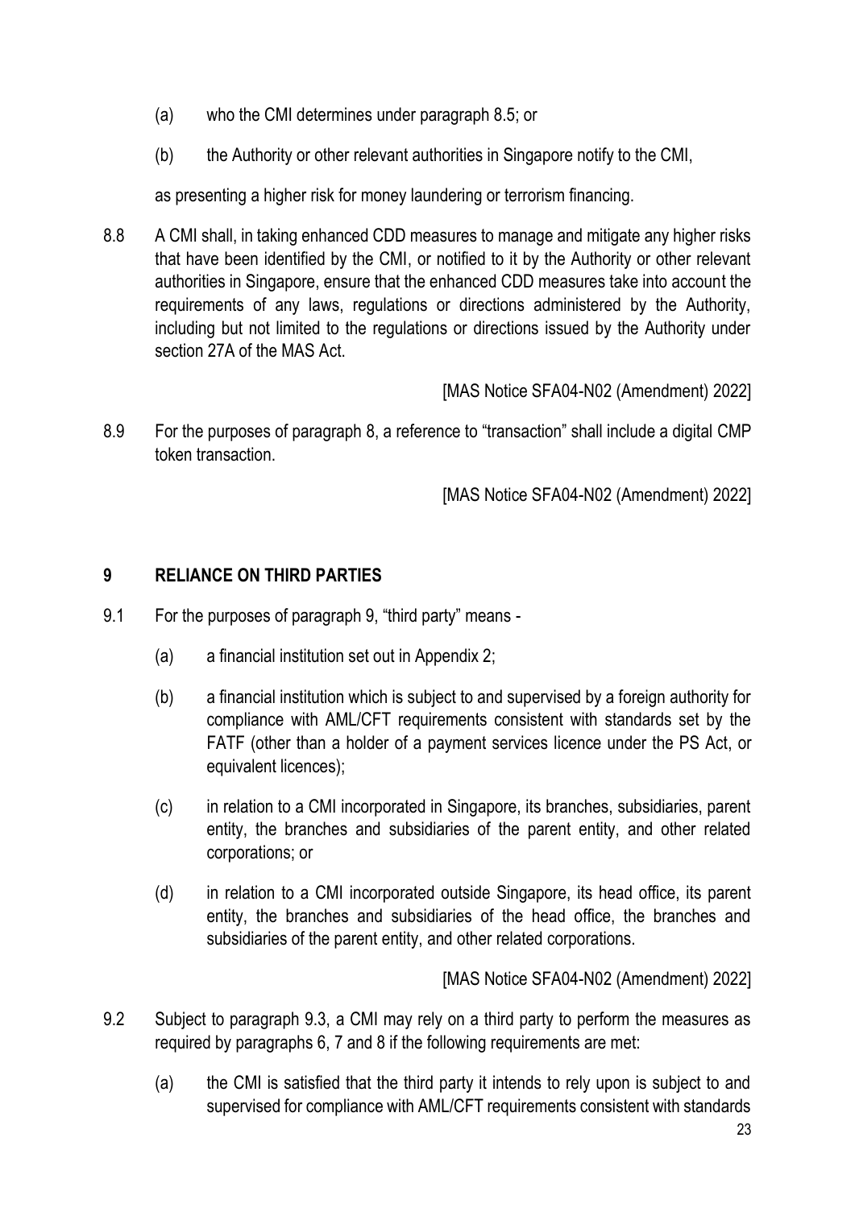(a) who the CMI determines under paragraph 8.5; or

(b) the Authority or other relevant authorities in Singapore notify to the CMI,

as presenting a higher risk for money laundering or terrorism financing.

8.8 A CMI shall, in taking enhanced CDD measures to manage and mitigate any higher risks that have been identified by the CMI, or notified to it by the Authority or other relevant authorities in Singapore, ensure that the enhanced CDD measures take into account the requirements of any laws, regulations or directions administered by the Authority, including but not limited to the regulations or directions issued by the Authority under section 27A of the MAS Act.

[MAS Notice SFA04-N02 (Amendment) 2022]

8.9 For the purposes of paragraph 8, a reference to "transaction" shall include a digital CMP token transaction.

[MAS Notice SFA04-N02 (Amendment) 2022]

## 9 RELIANCE ON THIRD PARTIES

9.1 For the purposes of paragraph 9, "third party" means -

(a) a financial institution set out in Appendix 2;

(b) a financial institution which is subject to and supervised by a foreign authority for compliance with AML/CFT requirements consistent with standards set by the FATF (other than a holder of a payment services licence under the PS Act, or equivalent licences);

(c) in relation to a CMI incorporated in Singapore, its branches, subsidiaries, parent entity, the branches and subsidiaries of the parent entity, and other related corporations; or

(d) in relation to a CMI incorporated outside Singapore, its head office, its parent entity, the branches and subsidiaries of the head office, the branches and subsidiaries of the parent entity, and other related corporations.

[MAS Notice SFA04-N02 (Amendment) 2022]

9.2 Subject to paragraph 9.3, a CMI may rely on a third party to perform the measures as required by paragraphs 6, 7 and 8 if the following requirements are met:

(a) the CMI is satisfied that the third party it intends to rely upon is subject to and supervised for compliance with AML/CFT requirements consistent with standards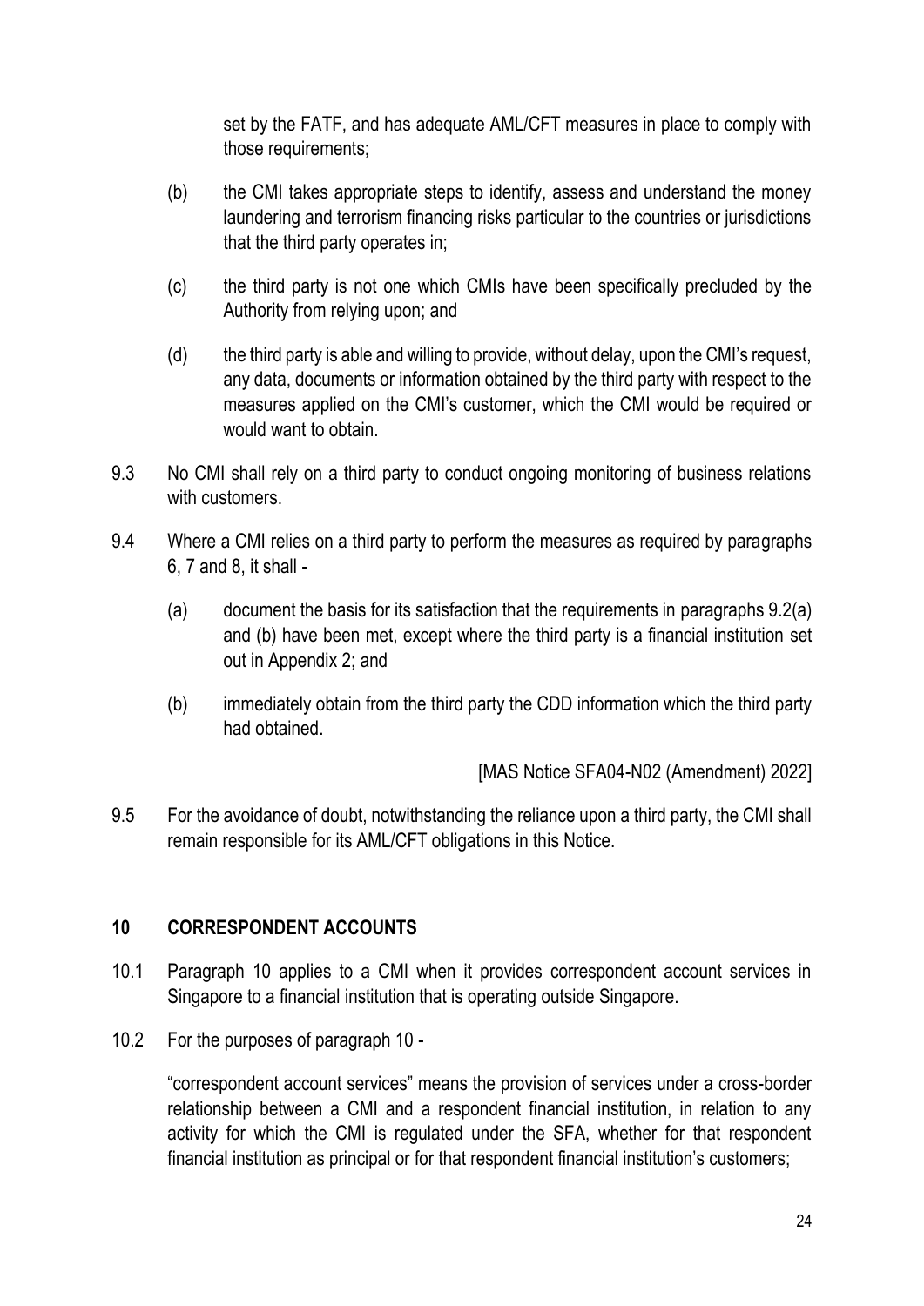set by the FATF, and has adequate AML/CFT measures in place to comply with those requirements;

(b) the CMI takes appropriate steps to identify, assess and understand the money laundering and terrorism financing risks particular to the countries or jurisdictions that the third party operates in;

(c) the third party is not one which CMIs have been specifically precluded by the Authority from relying upon; and

(d) the third party is able and willing to provide, without delay, upon the CMI's request, any data, documents or information obtained by the third party with respect to the measures applied on the CMI's customer, which the CMI would be required or would want to obtain.

9.3 No CMI shall rely on a third party to conduct ongoing monitoring of business relations with customers.

9.4 Where a CMI relies on a third party to perform the measures as required by paragraphs 6, 7 and 8, it shall -

(a) document the basis for its satisfaction that the requirements in paragraphs 9.2(a) and (b) have been met, except where the third party is a financial institution set out in Appendix 2; and

(b) immediately obtain from the third party the CDD information which the third party had obtained.

[MAS Notice SFA04-N02 (Amendment) 2022]

9.5 For the avoidance of doubt, notwithstanding the reliance upon a third party, the CMI shall remain responsible for its AML/CFT obligations in this Notice.

## 10 CORRESPONDENT ACCOUNTS

10.1 Paragraph 10 applies to a CMI when it provides correspondent account services in Singapore to a financial institution that is operating outside Singapore.

10.2 For the purposes of paragraph 10 -

"correspondent account services" means the provision of services under a cross-border relationship between a CMI and a respondent financial institution, in relation to any activity for which the CMI is regulated under the SFA, whether for that respondent financial institution as principal or for that respondent financial institution's customers;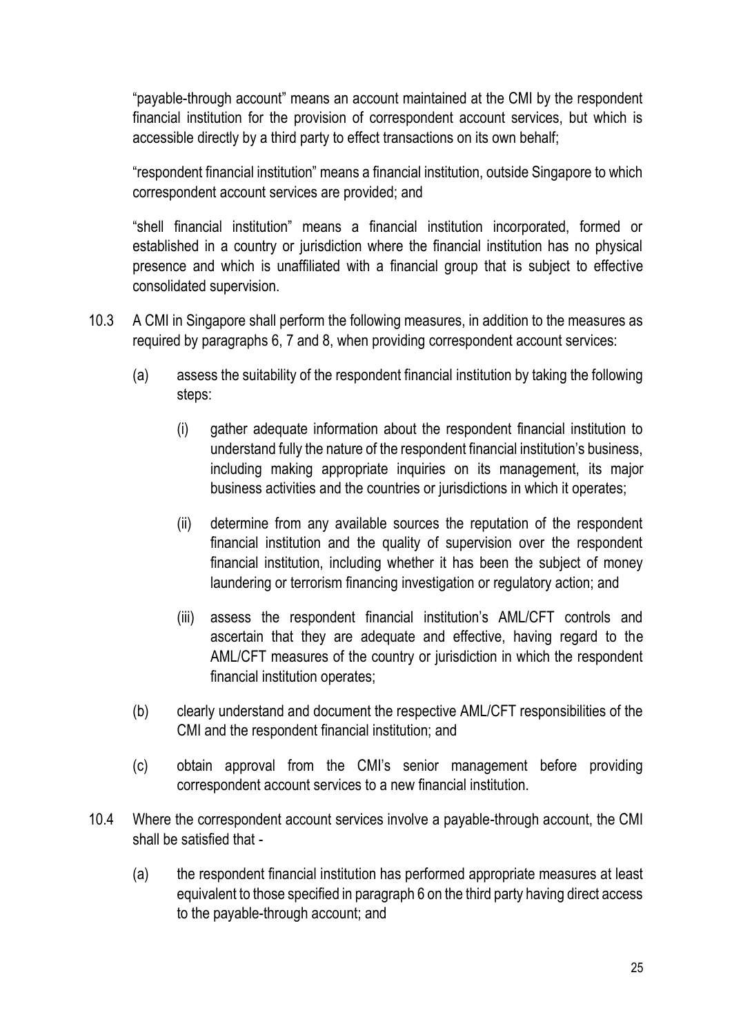"payable-through account" means an account maintained at the CMI by the respondent financial institution for the provision of correspondent account services, but which is accessible directly by a third party to effect transactions on its own behalf;

"respondent financial institution" means a financial institution, outside Singapore to which correspondent account services are provided; and

"shell financial institution" means a financial institution incorporated, formed or established in a country or jurisdiction where the financial institution has no physical presence and which is unaffiliated with a financial group that is subject to effective consolidated supervision.

10.3 A CMI in Singapore shall perform the following measures, in addition to the measures as required by paragraphs 6, 7 and 8, when providing correspondent account services:

(a) assess the suitability of the respondent financial institution by taking the following steps:

(i) gather adequate information about the respondent financial institution to understand fully the nature of the respondent financial institution's business, including making appropriate inquiries on its management, its major business activities and the countries or jurisdictions in which it operates;

(ii) determine from any available sources the reputation of the respondent financial institution and the quality of supervision over the respondent financial institution, including whether it has been the subject of money laundering or terrorism financing investigation or regulatory action; and

(iii) assess the respondent financial institution's AML/CFT controls and ascertain that they are adequate and effective, having regard to the AML/CFT measures of the country or jurisdiction in which the respondent financial institution operates;

(b) clearly understand and document the respective AML/CFT responsibilities of the CMI and the respondent financial institution; and

(c) obtain approval from the CMI's senior management before providing correspondent account services to a new financial institution.

10.4 Where the correspondent account services involve a payable-through account, the CMI shall be satisfied that -

(a) the respondent financial institution has performed appropriate measures at least equivalent to those specified in paragraph 6 on the third party having direct access to the payable-through account; and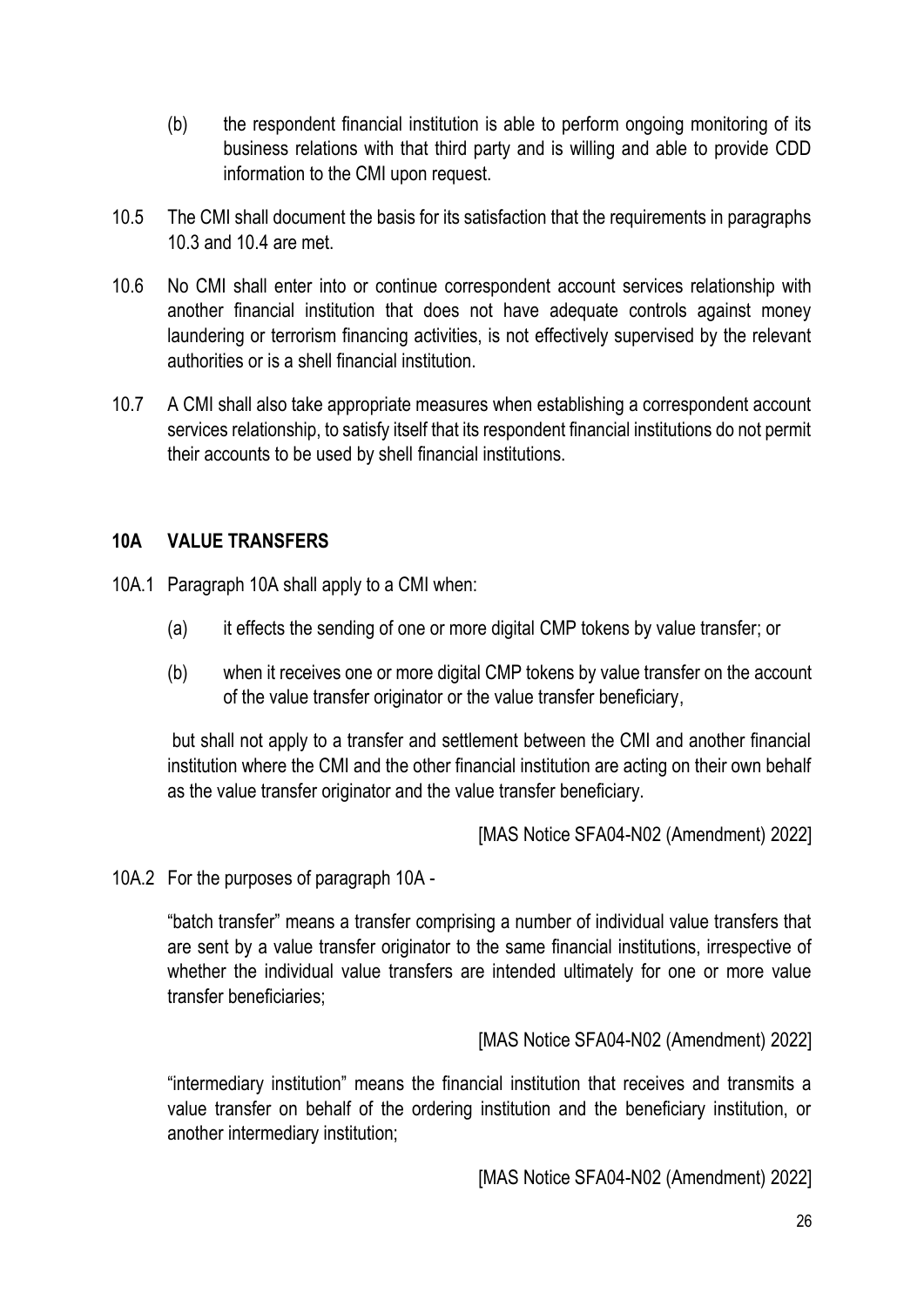(b) the respondent financial institution is able to perform ongoing monitoring of its business relations with that third party and is willing and able to provide CDD information to the CMI upon request.

10.5 The CMI shall document the basis for its satisfaction that the requirements in paragraphs 10.3 and 10.4 are met.

10.6 No CMI shall enter into or continue correspondent account services relationship with another financial institution that does not have adequate controls against money laundering or terrorism financing activities, is not effectively supervised by the relevant authorities or is a shell financial institution.

10.7 A CMI shall also take appropriate measures when establishing a correspondent account services relationship, to satisfy itself that its respondent financial institutions do not permit their accounts to be used by shell financial institutions.

## 10A VALUE TRANSFERS

10A.1 Paragraph 10A shall apply to a CMI when:

(a) it effects the sending of one or more digital CMP tokens by value transfer; or

(b) when it receives one or more digital CMP tokens by value transfer on the account of the value transfer originator or the value transfer beneficiary,

but shall not apply to a transfer and settlement between the CMI and another financial institution where the CMI and the other financial institution are acting on their own behalf as the value transfer originator and the value transfer beneficiary.

[MAS Notice SFA04-N02 (Amendment) 2022]

10A.2 For the purposes of paragraph 10A -

"batch transfer" means a transfer comprising a number of individual value transfers that are sent by a value transfer originator to the same financial institutions, irrespective of whether the individual value transfers are intended ultimately for one or more value transfer beneficiaries;

[MAS Notice SFA04-N02 (Amendment) 2022]

"intermediary institution" means the financial institution that receives and transmits a value transfer on behalf of the ordering institution and the beneficiary institution, or another intermediary institution;

[MAS Notice SFA04-N02 (Amendment) 2022]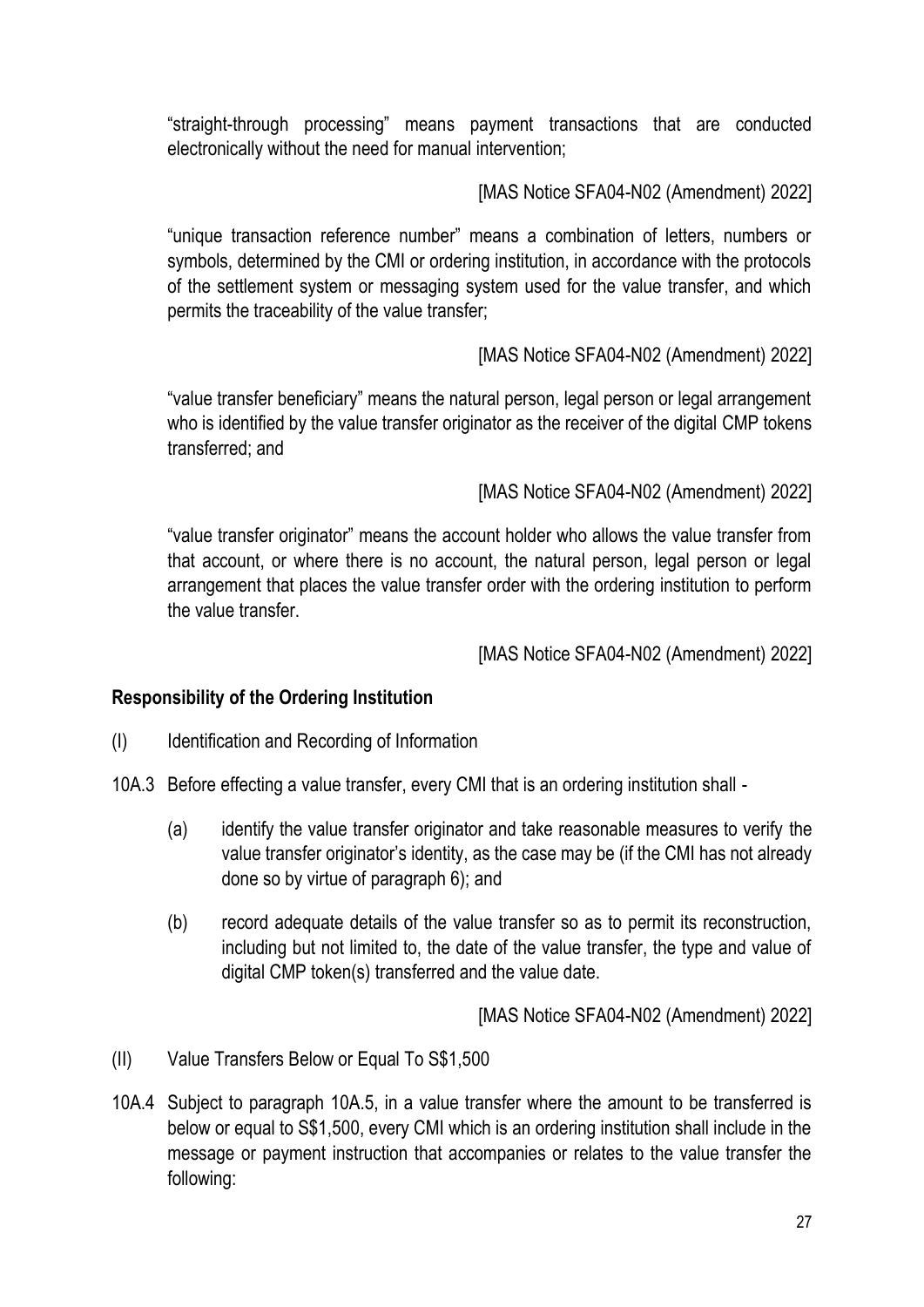"straight-through processing" means payment transactions that are conducted electronically without the need for manual intervention;

[MAS Notice SFA04-N02 (Amendment) 2022]

"unique transaction reference number" means a combination of letters, numbers or symbols, determined by the CMI or ordering institution, in accordance with the protocols of the settlement system or messaging system used for the value transfer, and which permits the traceability of the value transfer;

[MAS Notice SFA04-N02 (Amendment) 2022]

"value transfer beneficiary" means the natural person, legal person or legal arrangement who is identified by the value transfer originator as the receiver of the digital CMP tokens transferred; and

[MAS Notice SFA04-N02 (Amendment) 2022]

"value transfer originator" means the account holder who allows the value transfer from that account, or where there is no account, the natural person, legal person or legal arrangement that places the value transfer order with the ordering institution to perform the value transfer.

[MAS Notice SFA04-N02 (Amendment) 2022]

**Responsibility of the Ordering Institution**

(I) Identification and Recording of Information

10A.3 Before effecting a value transfer, every CMI that is an ordering institution shall -

(a) identify the value transfer originator and take reasonable measures to verify the value transfer originator's identity, as the case may be (if the CMI has not already done so by virtue of paragraph 6); and

(b) record adequate details of the value transfer so as to permit its reconstruction, including but not limited to, the date of the value transfer, the type and value of digital CMP token(s) transferred and the value date.

[MAS Notice SFA04-N02 (Amendment) 2022]

(II) Value Transfers Below or Equal To S$1,500

10A.4 Subject to paragraph 10A.5, in a value transfer where the amount to be transferred is below or equal to S$1,500, every CMI which is an ordering institution shall include in the message or payment instruction that accompanies or relates to the value transfer the following: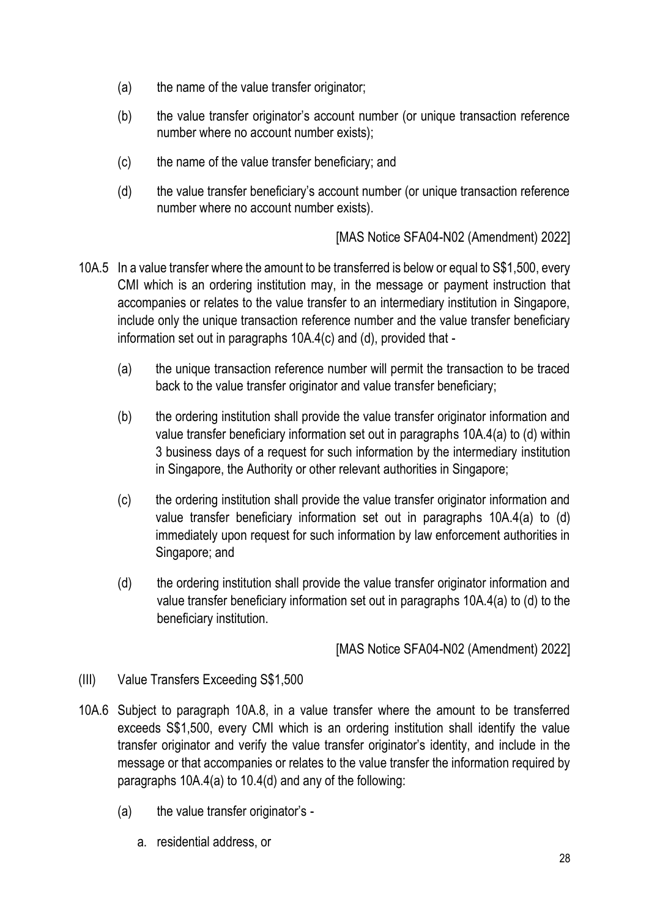(a) the name of the value transfer originator;

(b) the value transfer originator's account number (or unique transaction reference number where no account number exists);

(c) the name of the value transfer beneficiary; and

(d) the value transfer beneficiary's account number (or unique transaction reference number where no account number exists).

[MAS Notice SFA04-N02 (Amendment) 2022]

10A.5 In a value transfer where the amount to be transferred is below or equal to S$1,500, every CMI which is an ordering institution may, in the message or payment instruction that accompanies or relates to the value transfer to an intermediary institution in Singapore, include only the unique transaction reference number and the value transfer beneficiary information set out in paragraphs 10A.4(c) and (d), provided that -

(a) the unique transaction reference number will permit the transaction to be traced back to the value transfer originator and value transfer beneficiary;

(b) the ordering institution shall provide the value transfer originator information and value transfer beneficiary information set out in paragraphs 10A.4(a) to (d) within 3 business days of a request for such information by the intermediary institution in Singapore, the Authority or other relevant authorities in Singapore;

(c) the ordering institution shall provide the value transfer originator information and value transfer beneficiary information set out in paragraphs 10A.4(a) to (d) immediately upon request for such information by law enforcement authorities in Singapore; and

(d) the ordering institution shall provide the value transfer originator information and value transfer beneficiary information set out in paragraphs 10A.4(a) to (d) to the beneficiary institution.

[MAS Notice SFA04-N02 (Amendment) 2022]

(III) Value Transfers Exceeding S$1,500

10A.6 Subject to paragraph 10A.8, in a value transfer where the amount to be transferred exceeds S$1,500, every CMI which is an ordering institution shall identify the value transfer originator and verify the value transfer originator's identity, and include in the message or that accompanies or relates to the value transfer the information required by paragraphs 10A.4(a) to 10.4(d) and any of the following:

(a) the value transfer originator's -

a. residential address, or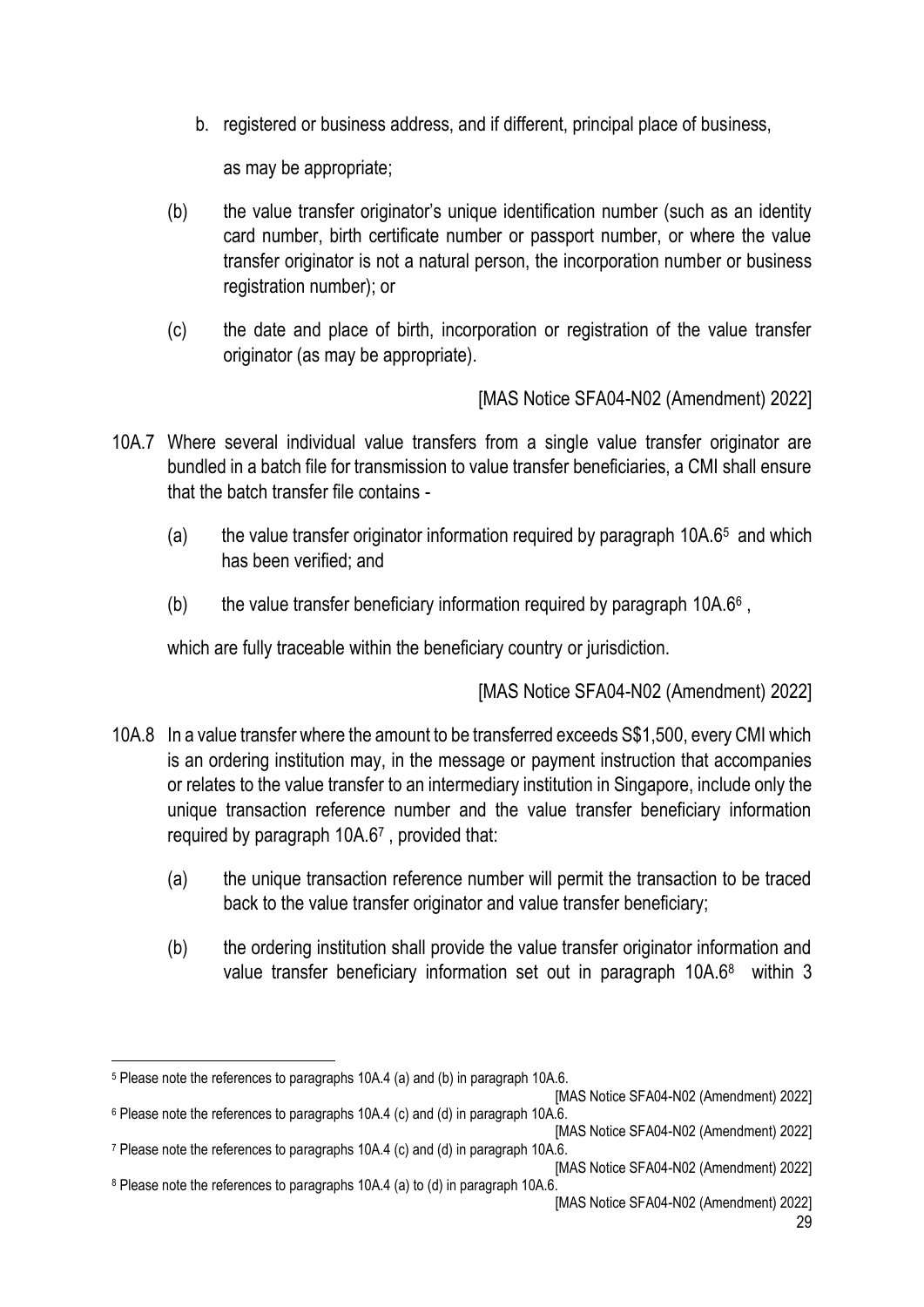b. registered or business address, and if different, principal place of business,

as may be appropriate;

(b) the value transfer originator's unique identification number (such as an identity card number, birth certificate number or passport number, or where the value transfer originator is not a natural person, the incorporation number or business registration number); or

(c) the date and place of birth, incorporation or registration of the value transfer originator (as may be appropriate).

[MAS Notice SFA04-N02 (Amendment) 2022]

10A.7 Where several individual value transfers from a single value transfer originator are bundled in a batch file for transmission to value transfer beneficiaries, a CMI shall ensure that the batch transfer file contains -

(a) the value transfer originator information required by paragraph 10A.6[5] and which has been verified; and

(b) the value transfer beneficiary information required by paragraph 10A.6[6] ,

which are fully traceable within the beneficiary country or jurisdiction.

[MAS Notice SFA04-N02 (Amendment) 2022]

10A.8 In a value transfer where the amount to be transferred exceeds S$1,500, every CMI which is an ordering institution may, in the message or payment instruction that accompanies or relates to the value transfer to an intermediary institution in Singapore, include only the unique transaction reference number and the value transfer beneficiary information required by paragraph 10A.6[7] , provided that:

(a) the unique transaction reference number will permit the transaction to be traced back to the value transfer originator and value transfer beneficiary;

(b) the ordering institution shall provide the value transfer originator information and value transfer beneficiary information set out in paragraph 10A.6[8] within 3

---

[5] Please note the references to paragraphs 10A.4 (a) and (b) in paragraph 10A.6.

[MAS Notice SFA04-N02 (Amendment) 2022]

[6] Please note the references to paragraphs 10A.4 (c) and (d) in paragraph 10A.6.

[MAS Notice SFA04-N02 (Amendment) 2022]

[7] Please note the references to paragraphs 10A.4 (c) and (d) in paragraph 10A.6.

[MAS Notice SFA04-N02 (Amendment) 2022]

[8] Please note the references to paragraphs 10A.4 (a) to (d) in paragraph 10A.6.

[MAS Notice SFA04-N02 (Amendment) 2022]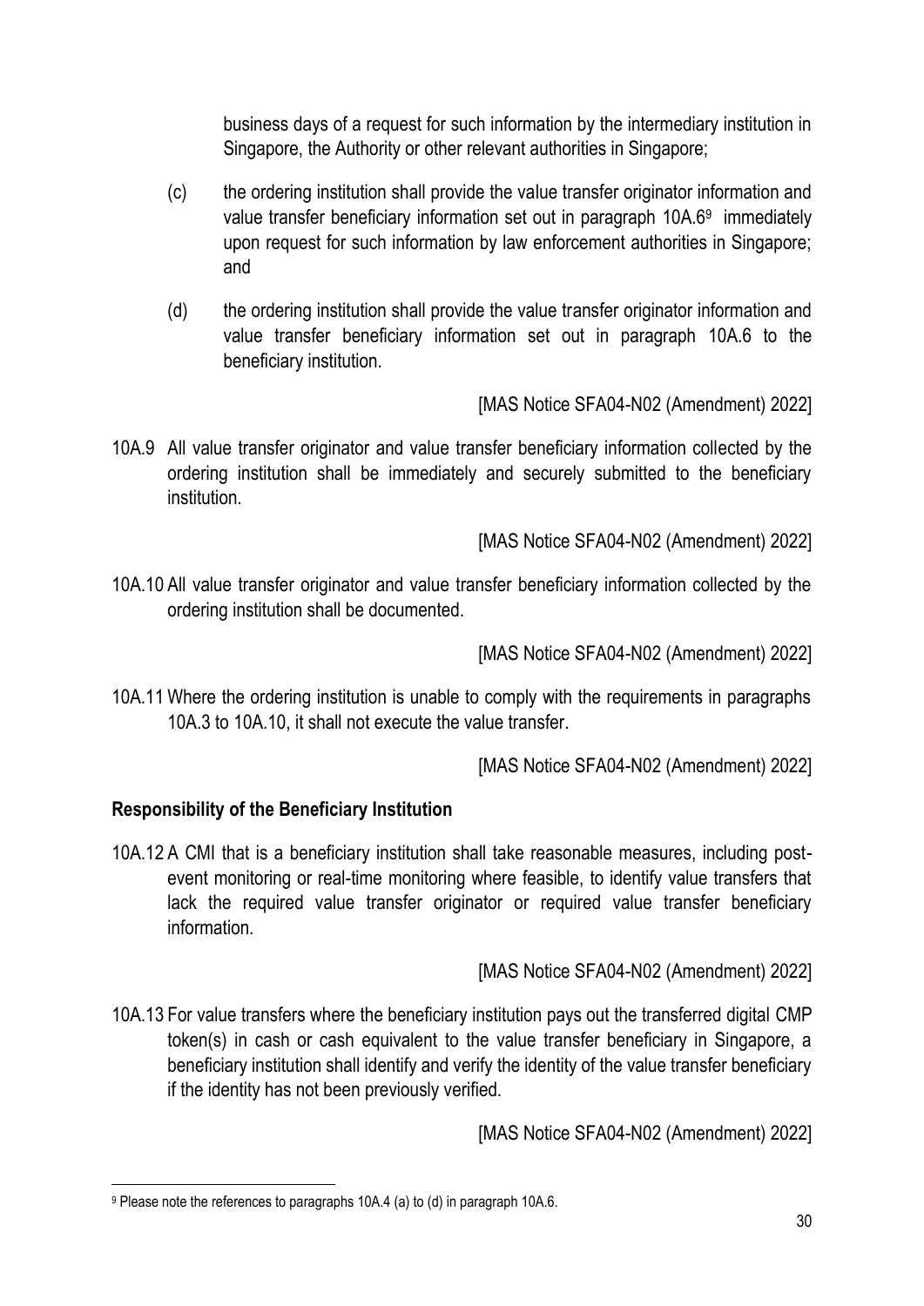business days of a request for such information by the intermediary institution in Singapore, the Authority or other relevant authorities in Singapore;

(c) the ordering institution shall provide the value transfer originator information and value transfer beneficiary information set out in paragraph 10A.6[9] immediately upon request for such information by law enforcement authorities in Singapore; and

(d) the ordering institution shall provide the value transfer originator information and value transfer beneficiary information set out in paragraph 10A.6 to the beneficiary institution.

[MAS Notice SFA04-N02 (Amendment) 2022]

10A.9 All value transfer originator and value transfer beneficiary information collected by the ordering institution shall be immediately and securely submitted to the beneficiary institution.

[MAS Notice SFA04-N02 (Amendment) 2022]

10A.10 All value transfer originator and value transfer beneficiary information collected by the ordering institution shall be documented.

[MAS Notice SFA04-N02 (Amendment) 2022]

10A.11 Where the ordering institution is unable to comply with the requirements in paragraphs 10A.3 to 10A.10, it shall not execute the value transfer.

[MAS Notice SFA04-N02 (Amendment) 2022]

**Responsibility of the Beneficiary Institution**

10A.12 A CMI that is a beneficiary institution shall take reasonable measures, including post-event monitoring or real-time monitoring where feasible, to identify value transfers that lack the required value transfer originator or required value transfer beneficiary information.

[MAS Notice SFA04-N02 (Amendment) 2022]

10A.13 For value transfers where the beneficiary institution pays out the transferred digital CMP token(s) in cash or cash equivalent to the value transfer beneficiary in Singapore, a beneficiary institution shall identify and verify the identity of the value transfer beneficiary if the identity has not been previously verified.

[MAS Notice SFA04-N02 (Amendment) 2022]

---

[9] Please note the references to paragraphs 10A.4 (a) to (d) in paragraph 10A.6.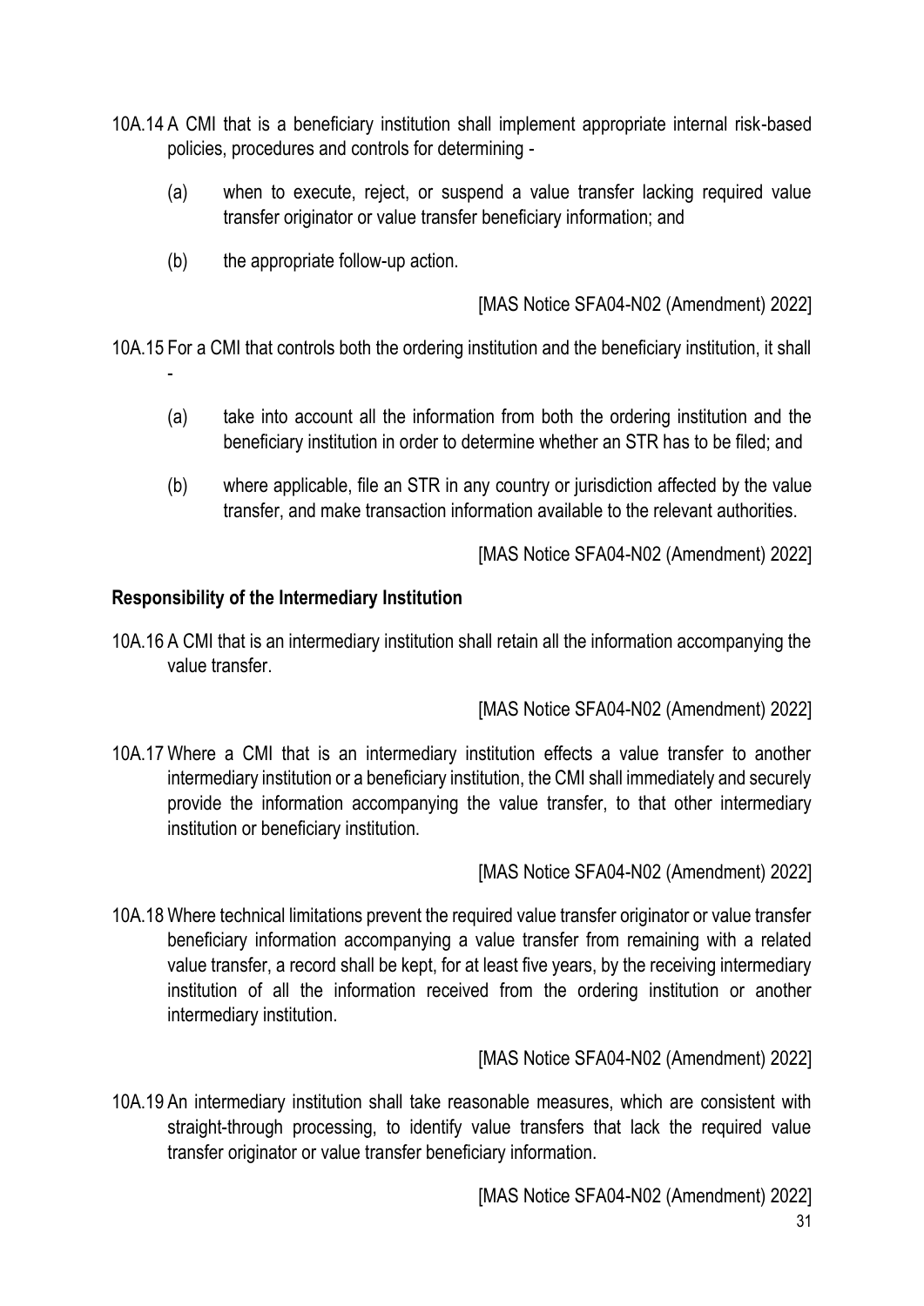10A.14 A CMI that is a beneficiary institution shall implement appropriate internal risk-based policies, procedures and controls for determining -

(a) when to execute, reject, or suspend a value transfer lacking required value transfer originator or value transfer beneficiary information; and

(b) the appropriate follow-up action.

[MAS Notice SFA04-N02 (Amendment) 2022]

10A.15 For a CMI that controls both the ordering institution and the beneficiary institution, it shall -

(a) take into account all the information from both the ordering institution and the beneficiary institution in order to determine whether an STR has to be filed; and

(b) where applicable, file an STR in any country or jurisdiction affected by the value transfer, and make transaction information available to the relevant authorities.

[MAS Notice SFA04-N02 (Amendment) 2022]

**Responsibility of the Intermediary Institution**

10A.16 A CMI that is an intermediary institution shall retain all the information accompanying the value transfer.

[MAS Notice SFA04-N02 (Amendment) 2022]

10A.17 Where a CMI that is an intermediary institution effects a value transfer to another intermediary institution or a beneficiary institution, the CMI shall immediately and securely provide the information accompanying the value transfer, to that other intermediary institution or beneficiary institution.

[MAS Notice SFA04-N02 (Amendment) 2022]

10A.18 Where technical limitations prevent the required value transfer originator or value transfer beneficiary information accompanying a value transfer from remaining with a related value transfer, a record shall be kept, for at least five years, by the receiving intermediary institution of all the information received from the ordering institution or another intermediary institution.

[MAS Notice SFA04-N02 (Amendment) 2022]

10A.19 An intermediary institution shall take reasonable measures, which are consistent with straight-through processing, to identify value transfers that lack the required value transfer originator or value transfer beneficiary information.

[MAS Notice SFA04-N02 (Amendment) 2022]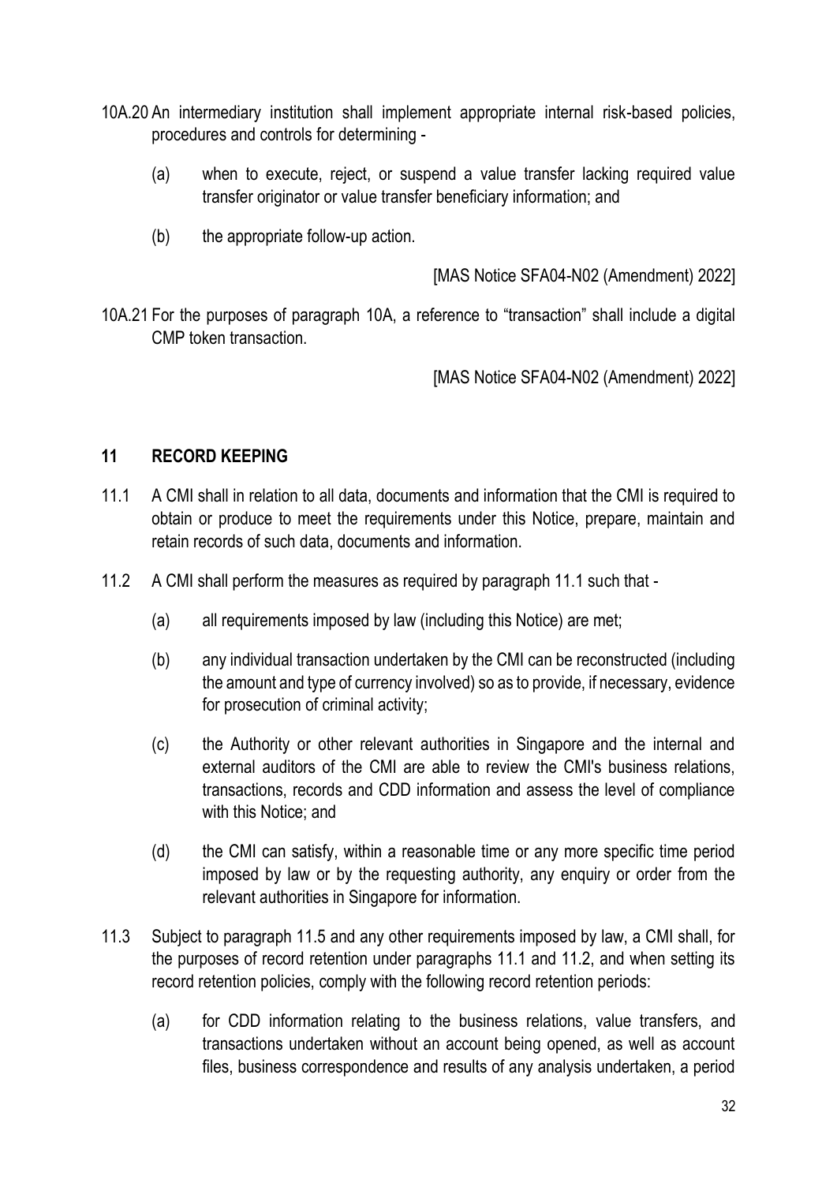10A.20 An intermediary institution shall implement appropriate internal risk-based policies, procedures and controls for determining -

(a) when to execute, reject, or suspend a value transfer lacking required value transfer originator or value transfer beneficiary information; and

(b) the appropriate follow-up action.

[MAS Notice SFA04-N02 (Amendment) 2022]

10A.21 For the purposes of paragraph 10A, a reference to "transaction" shall include a digital CMP token transaction.

[MAS Notice SFA04-N02 (Amendment) 2022]

## 11 RECORD KEEPING

11.1 A CMI shall in relation to all data, documents and information that the CMI is required to obtain or produce to meet the requirements under this Notice, prepare, maintain and retain records of such data, documents and information.

11.2 A CMI shall perform the measures as required by paragraph 11.1 such that -

(a) all requirements imposed by law (including this Notice) are met;

(b) any individual transaction undertaken by the CMI can be reconstructed (including the amount and type of currency involved) so as to provide, if necessary, evidence for prosecution of criminal activity;

(c) the Authority or other relevant authorities in Singapore and the internal and external auditors of the CMI are able to review the CMI's business relations, transactions, records and CDD information and assess the level of compliance with this Notice; and

(d) the CMI can satisfy, within a reasonable time or any more specific time period imposed by law or by the requesting authority, any enquiry or order from the relevant authorities in Singapore for information.

11.3 Subject to paragraph 11.5 and any other requirements imposed by law, a CMI shall, for the purposes of record retention under paragraphs 11.1 and 11.2, and when setting its record retention policies, comply with the following record retention periods:

(a) for CDD information relating to the business relations, value transfers, and transactions undertaken without an account being opened, as well as account files, business correspondence and results of any analysis undertaken, a period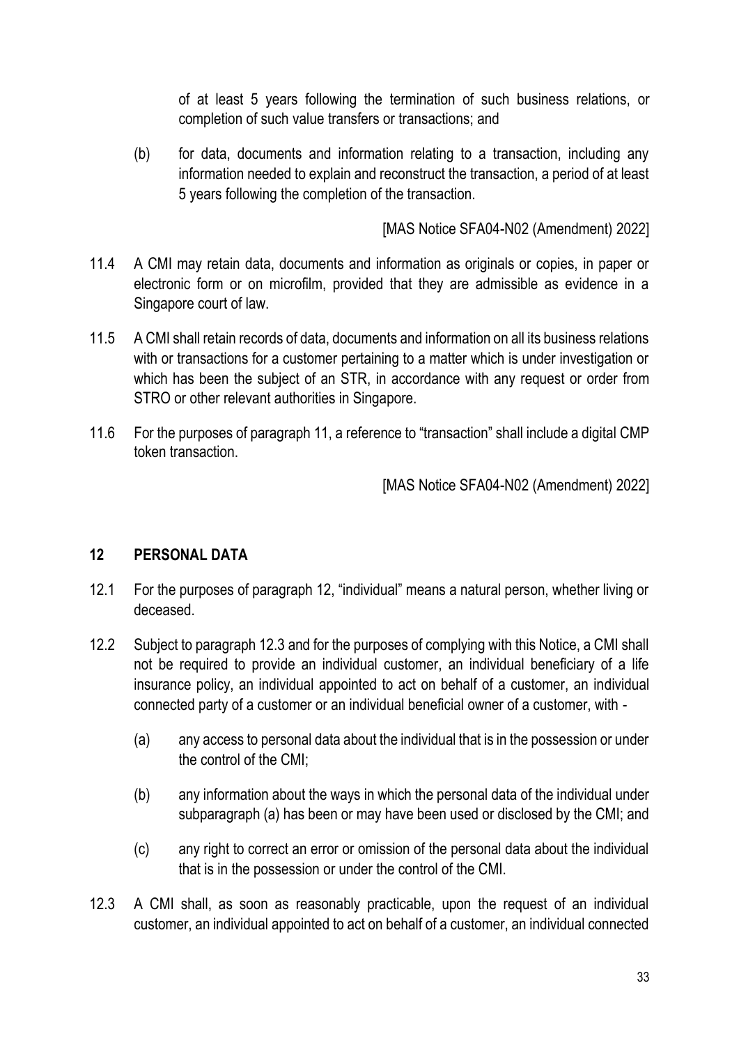of at least 5 years following the termination of such business relations, or completion of such value transfers or transactions; and

(b) for data, documents and information relating to a transaction, including any information needed to explain and reconstruct the transaction, a period of at least 5 years following the completion of the transaction.

[MAS Notice SFA04-N02 (Amendment) 2022]

11.4 A CMI may retain data, documents and information as originals or copies, in paper or electronic form or on microfilm, provided that they are admissible as evidence in a Singapore court of law.

11.5 A CMI shall retain records of data, documents and information on all its business relations with or transactions for a customer pertaining to a matter which is under investigation or which has been the subject of an STR, in accordance with any request or order from STRO or other relevant authorities in Singapore.

11.6 For the purposes of paragraph 11, a reference to "transaction" shall include a digital CMP token transaction.

[MAS Notice SFA04-N02 (Amendment) 2022]

## 12 PERSONAL DATA

12.1 For the purposes of paragraph 12, "individual" means a natural person, whether living or deceased.

12.2 Subject to paragraph 12.3 and for the purposes of complying with this Notice, a CMI shall not be required to provide an individual customer, an individual beneficiary of a life insurance policy, an individual appointed to act on behalf of a customer, an individual connected party of a customer or an individual beneficial owner of a customer, with -

(a) any access to personal data about the individual that is in the possession or under the control of the CMI;

(b) any information about the ways in which the personal data of the individual under subparagraph (a) has been or may have been used or disclosed by the CMI; and

(c) any right to correct an error or omission of the personal data about the individual that is in the possession or under the control of the CMI.

12.3 A CMI shall, as soon as reasonably practicable, upon the request of an individual customer, an individual appointed to act on behalf of a customer, an individual connected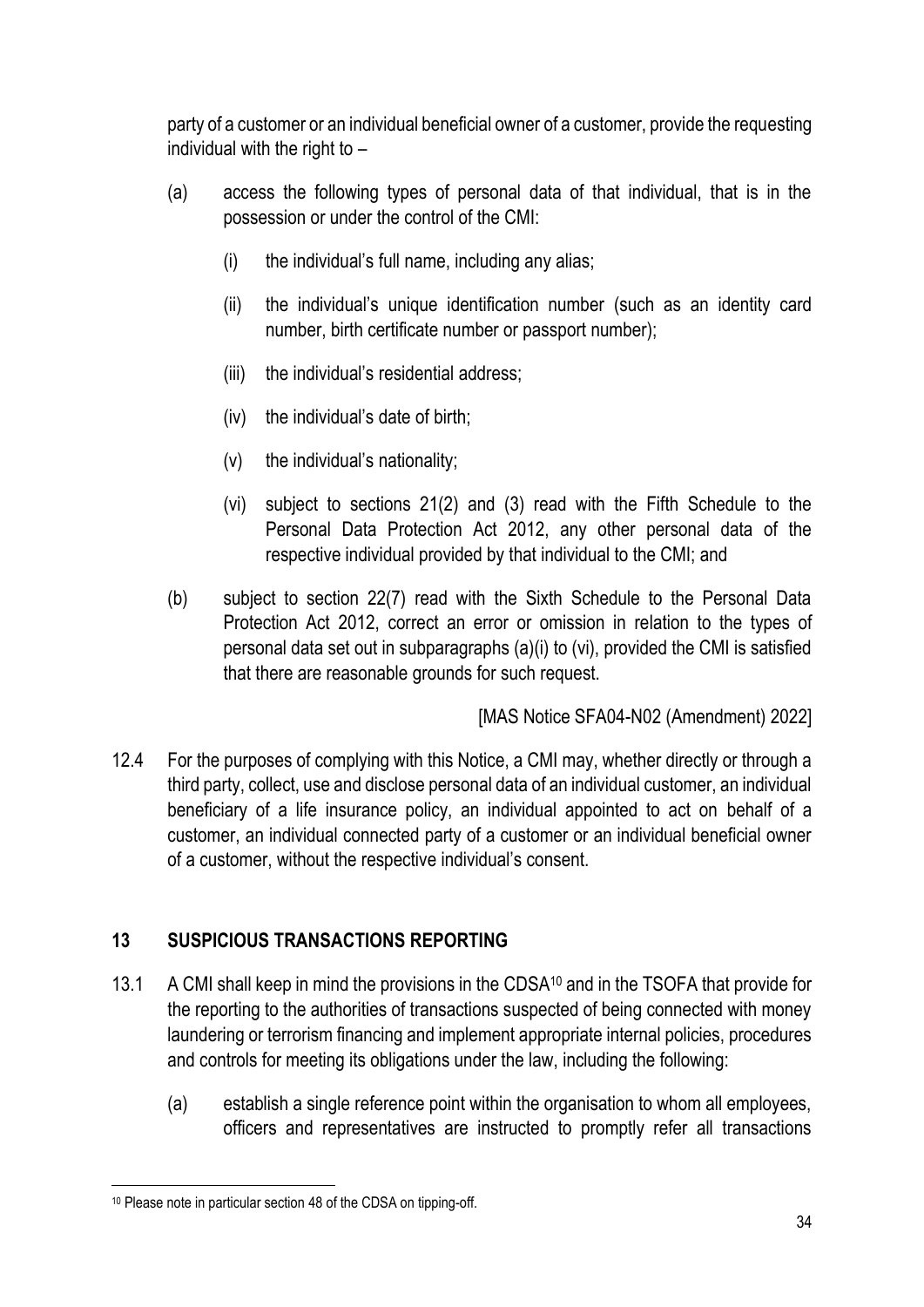party of a customer or an individual beneficial owner of a customer, provide the requesting individual with the right to –

(a) access the following types of personal data of that individual, that is in the possession or under the control of the CMI:

  (i) the individual's full name, including any alias;

  (ii) the individual's unique identification number (such as an identity card number, birth certificate number or passport number);

  (iii) the individual's residential address;

  (iv) the individual's date of birth;

  (v) the individual's nationality;

  (vi) subject to sections 21(2) and (3) read with the Fifth Schedule to the Personal Data Protection Act 2012, any other personal data of the respective individual provided by that individual to the CMI; and

(b) subject to section 22(7) read with the Sixth Schedule to the Personal Data Protection Act 2012, correct an error or omission in relation to the types of personal data set out in subparagraphs (a)(i) to (vi), provided the CMI is satisfied that there are reasonable grounds for such request.

[MAS Notice SFA04-N02 (Amendment) 2022]

12.4 For the purposes of complying with this Notice, a CMI may, whether directly or through a third party, collect, use and disclose personal data of an individual customer, an individual beneficiary of a life insurance policy, an individual appointed to act on behalf of a customer, an individual connected party of a customer or an individual beneficial owner of a customer, without the respective individual's consent.

## 13 SUSPICIOUS TRANSACTIONS REPORTING

13.1 A CMI shall keep in mind the provisions in the CDSA[10] and in the TSOFA that provide for the reporting to the authorities of transactions suspected of being connected with money laundering or terrorism financing and implement appropriate internal policies, procedures and controls for meeting its obligations under the law, including the following:

(a) establish a single reference point within the organisation to whom all employees, officers and representatives are instructed to promptly refer all transactions

---

[10] Please note in particular section 48 of the CDSA on tipping-off.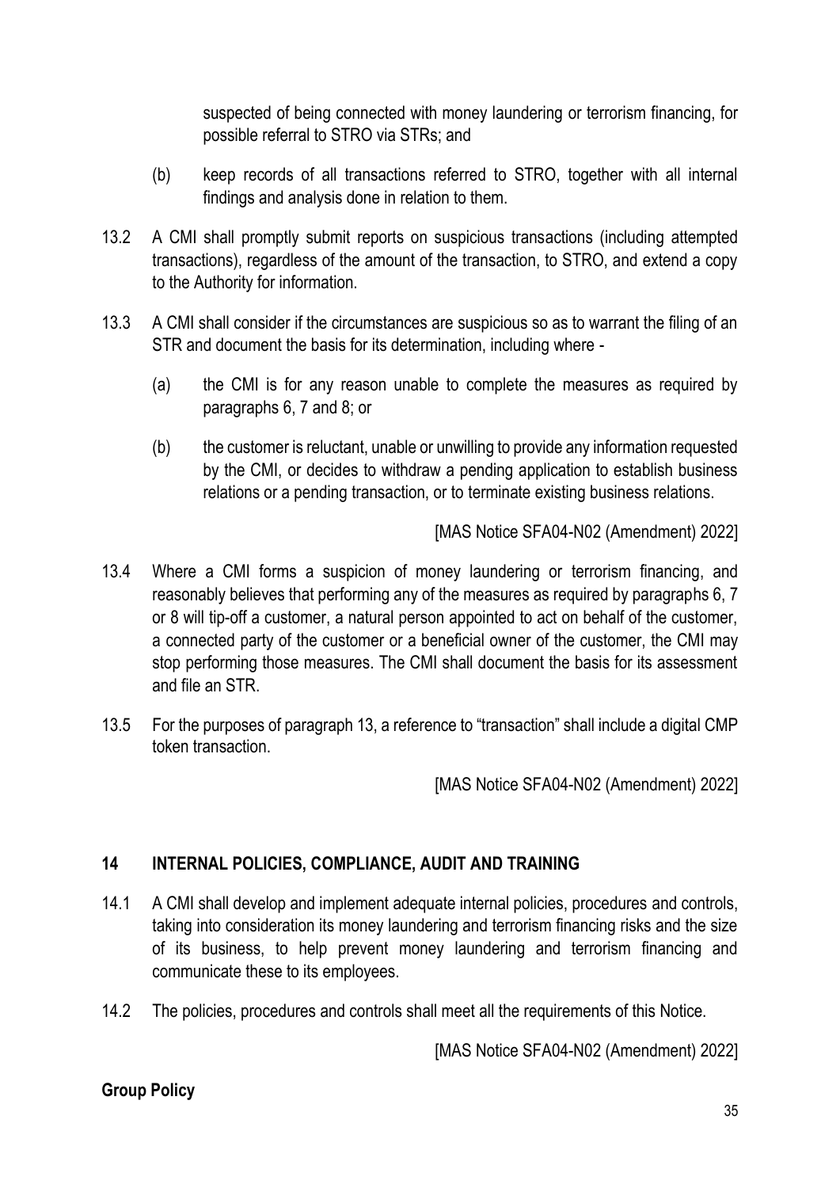suspected of being connected with money laundering or terrorism financing, for possible referral to STRO via STRs; and

(b) keep records of all transactions referred to STRO, together with all internal findings and analysis done in relation to them.

13.2 A CMI shall promptly submit reports on suspicious transactions (including attempted transactions), regardless of the amount of the transaction, to STRO, and extend a copy to the Authority for information.

13.3 A CMI shall consider if the circumstances are suspicious so as to warrant the filing of an STR and document the basis for its determination, including where -

(a) the CMI is for any reason unable to complete the measures as required by paragraphs 6, 7 and 8; or

(b) the customer is reluctant, unable or unwilling to provide any information requested by the CMI, or decides to withdraw a pending application to establish business relations or a pending transaction, or to terminate existing business relations.

[MAS Notice SFA04-N02 (Amendment) 2022]

13.4 Where a CMI forms a suspicion of money laundering or terrorism financing, and reasonably believes that performing any of the measures as required by paragraphs 6, 7 or 8 will tip-off a customer, a natural person appointed to act on behalf of the customer, a connected party of the customer or a beneficial owner of the customer, the CMI may stop performing those measures. The CMI shall document the basis for its assessment and file an STR.

13.5 For the purposes of paragraph 13, a reference to "transaction" shall include a digital CMP token transaction.

[MAS Notice SFA04-N02 (Amendment) 2022]

## 14 INTERNAL POLICIES, COMPLIANCE, AUDIT AND TRAINING

14.1 A CMI shall develop and implement adequate internal policies, procedures and controls, taking into consideration its money laundering and terrorism financing risks and the size of its business, to help prevent money laundering and terrorism financing and communicate these to its employees.

14.2 The policies, procedures and controls shall meet all the requirements of this Notice.

[MAS Notice SFA04-N02 (Amendment) 2022]

**Group Policy**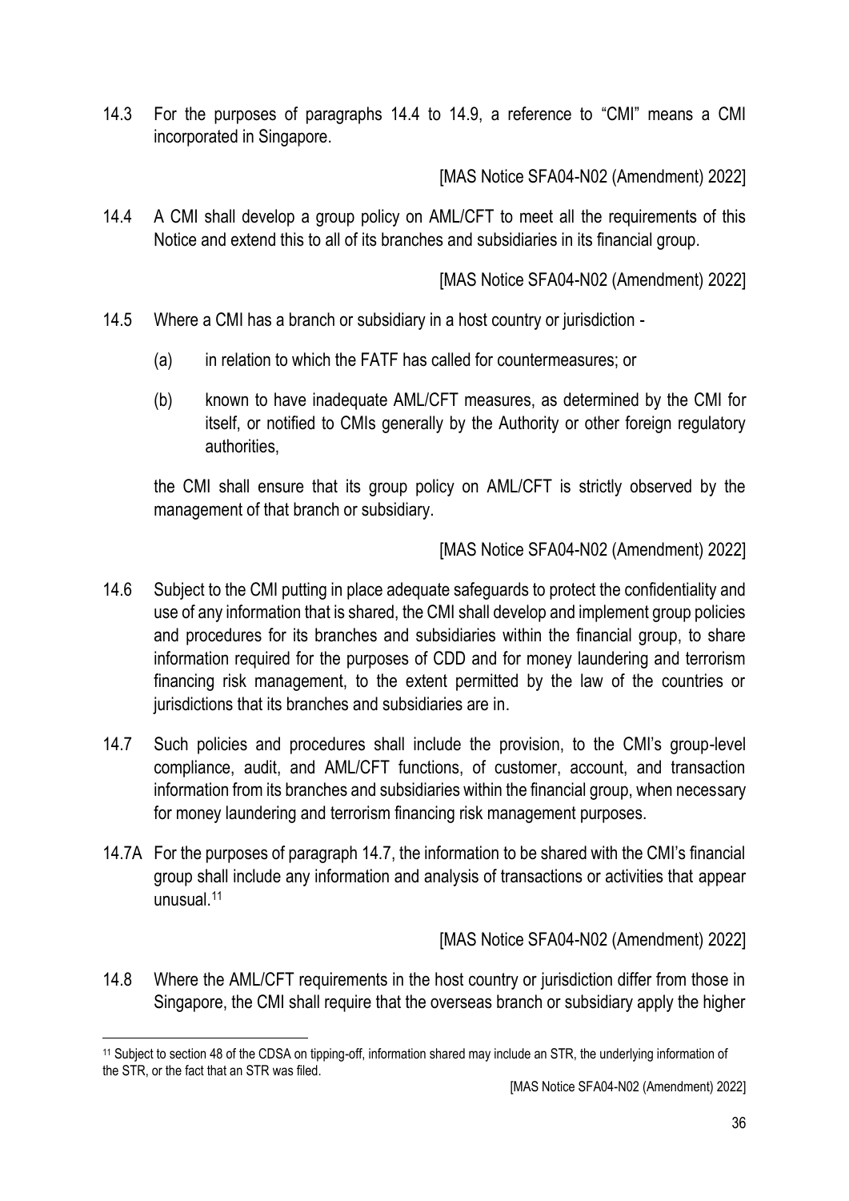14.3 For the purposes of paragraphs 14.4 to 14.9, a reference to "CMI" means a CMI incorporated in Singapore.

[MAS Notice SFA04-N02 (Amendment) 2022]

14.4 A CMI shall develop a group policy on AML/CFT to meet all the requirements of this Notice and extend this to all of its branches and subsidiaries in its financial group.

[MAS Notice SFA04-N02 (Amendment) 2022]

14.5 Where a CMI has a branch or subsidiary in a host country or jurisdiction -

(a) in relation to which the FATF has called for countermeasures; or

(b) known to have inadequate AML/CFT measures, as determined by the CMI for itself, or notified to CMIs generally by the Authority or other foreign regulatory authorities,

the CMI shall ensure that its group policy on AML/CFT is strictly observed by the management of that branch or subsidiary.

[MAS Notice SFA04-N02 (Amendment) 2022]

14.6 Subject to the CMI putting in place adequate safeguards to protect the confidentiality and use of any information that is shared, the CMI shall develop and implement group policies and procedures for its branches and subsidiaries within the financial group, to share information required for the purposes of CDD and for money laundering and terrorism financing risk management, to the extent permitted by the law of the countries or jurisdictions that its branches and subsidiaries are in.

14.7 Such policies and procedures shall include the provision, to the CMI's group-level compliance, audit, and AML/CFT functions, of customer, account, and transaction information from its branches and subsidiaries within the financial group, when necessary for money laundering and terrorism financing risk management purposes.

14.7A For the purposes of paragraph 14.7, the information to be shared with the CMI's financial group shall include any information and analysis of transactions or activities that appear unusual.[11]

[MAS Notice SFA04-N02 (Amendment) 2022]

14.8 Where the AML/CFT requirements in the host country or jurisdiction differ from those in Singapore, the CMI shall require that the overseas branch or subsidiary apply the higher

---

[11] Subject to section 48 of the CDSA on tipping-off, information shared may include an STR, the underlying information of the STR, or the fact that an STR was filed.

[MAS Notice SFA04-N02 (Amendment) 2022]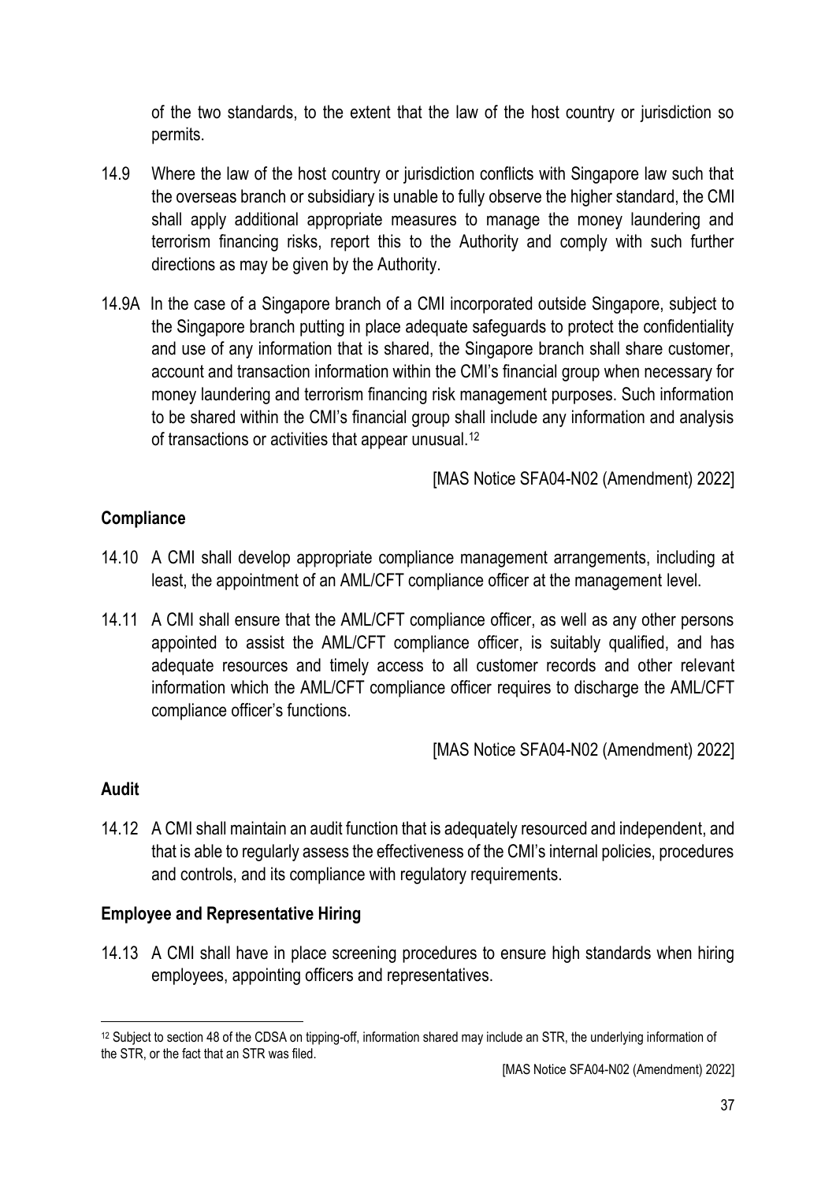of the two standards, to the extent that the law of the host country or jurisdiction so permits.

14.9 Where the law of the host country or jurisdiction conflicts with Singapore law such that the overseas branch or subsidiary is unable to fully observe the higher standard, the CMI shall apply additional appropriate measures to manage the money laundering and terrorism financing risks, report this to the Authority and comply with such further directions as may be given by the Authority.

14.9A In the case of a Singapore branch of a CMI incorporated outside Singapore, subject to the Singapore branch putting in place adequate safeguards to protect the confidentiality and use of any information that is shared, the Singapore branch shall share customer, account and transaction information within the CMI's financial group when necessary for money laundering and terrorism financing risk management purposes. Such information to be shared within the CMI's financial group shall include any information and analysis of transactions or activities that appear unusual.[12]

[MAS Notice SFA04-N02 (Amendment) 2022]

## Compliance

14.10 A CMI shall develop appropriate compliance management arrangements, including at least, the appointment of an AML/CFT compliance officer at the management level.

14.11 A CMI shall ensure that the AML/CFT compliance officer, as well as any other persons appointed to assist the AML/CFT compliance officer, is suitably qualified, and has adequate resources and timely access to all customer records and other relevant information which the AML/CFT compliance officer requires to discharge the AML/CFT compliance officer's functions.

[MAS Notice SFA04-N02 (Amendment) 2022]

## Audit

14.12 A CMI shall maintain an audit function that is adequately resourced and independent, and that is able to regularly assess the effectiveness of the CMI's internal policies, procedures and controls, and its compliance with regulatory requirements.

## Employee and Representative Hiring

14.13 A CMI shall have in place screening procedures to ensure high standards when hiring employees, appointing officers and representatives.

---

[12] Subject to section 48 of the CDSA on tipping-off, information shared may include an STR, the underlying information of the STR, or the fact that an STR was filed.

[MAS Notice SFA04-N02 (Amendment) 2022]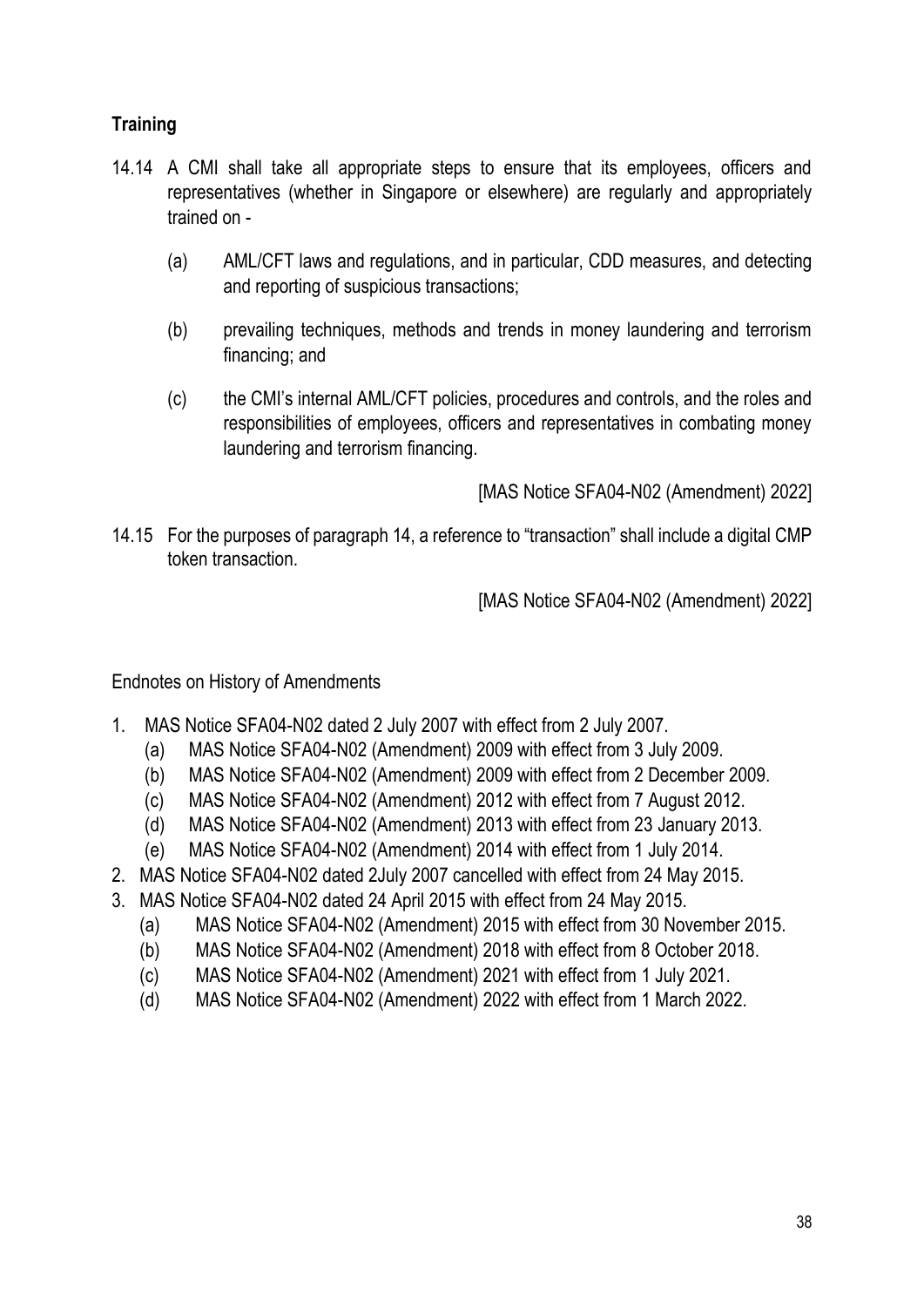**Training**

14.14 A CMI shall take all appropriate steps to ensure that its employees, officers and representatives (whether in Singapore or elsewhere) are regularly and appropriately trained on -

(a) AML/CFT laws and regulations, and in particular, CDD measures, and detecting and reporting of suspicious transactions;

(b) prevailing techniques, methods and trends in money laundering and terrorism financing; and

(c) the CMI's internal AML/CFT policies, procedures and controls, and the roles and responsibilities of employees, officers and representatives in combating money laundering and terrorism financing.

[MAS Notice SFA04-N02 (Amendment) 2022]

14.15 For the purposes of paragraph 14, a reference to "transaction" shall include a digital CMP token transaction.

[MAS Notice SFA04-N02 (Amendment) 2022]

Endnotes on History of Amendments

1. MAS Notice SFA04-N02 dated 2 July 2007 with effect from 2 July 2007.
   (a) MAS Notice SFA04-N02 (Amendment) 2009 with effect from 3 July 2009.
   (b) MAS Notice SFA04-N02 (Amendment) 2009 with effect from 2 December 2009.
   (c) MAS Notice SFA04-N02 (Amendment) 2012 with effect from 7 August 2012.
   (d) MAS Notice SFA04-N02 (Amendment) 2013 with effect from 23 January 2013.
   (e) MAS Notice SFA04-N02 (Amendment) 2014 with effect from 1 July 2014.
2. MAS Notice SFA04-N02 dated 2July 2007 cancelled with effect from 24 May 2015.
3. MAS Notice SFA04-N02 dated 24 April 2015 with effect from 24 May 2015.
   (a) MAS Notice SFA04-N02 (Amendment) 2015 with effect from 30 November 2015.
   (b) MAS Notice SFA04-N02 (Amendment) 2018 with effect from 8 October 2018.
   (c) MAS Notice SFA04-N02 (Amendment) 2021 with effect from 1 July 2021.
   (d) MAS Notice SFA04-N02 (Amendment) 2022 with effect from 1 March 2022.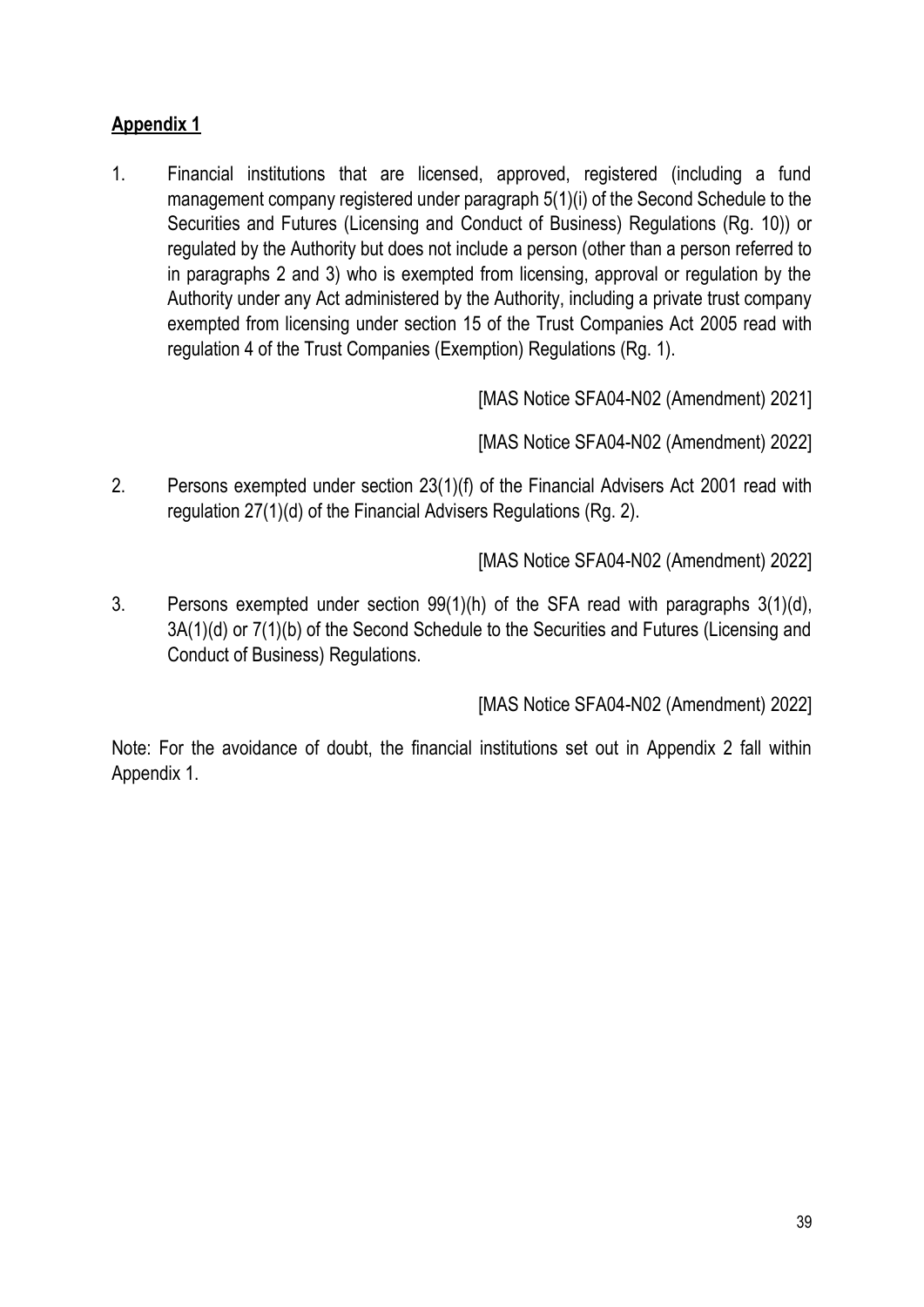**Appendix 1**

1. Financial institutions that are licensed, approved, registered (including a fund management company registered under paragraph 5(1)(i) of the Second Schedule to the Securities and Futures (Licensing and Conduct of Business) Regulations (Rg. 10)) or regulated by the Authority but does not include a person (other than a person referred to in paragraphs 2 and 3) who is exempted from licensing, approval or regulation by the Authority under any Act administered by the Authority, including a private trust company exempted from licensing under section 15 of the Trust Companies Act 2005 read with regulation 4 of the Trust Companies (Exemption) Regulations (Rg. 1).

[MAS Notice SFA04-N02 (Amendment) 2021]

[MAS Notice SFA04-N02 (Amendment) 2022]

2. Persons exempted under section 23(1)(f) of the Financial Advisers Act 2001 read with regulation 27(1)(d) of the Financial Advisers Regulations (Rg. 2).

[MAS Notice SFA04-N02 (Amendment) 2022]

3. Persons exempted under section 99(1)(h) of the SFA read with paragraphs 3(1)(d), 3A(1)(d) or 7(1)(b) of the Second Schedule to the Securities and Futures (Licensing and Conduct of Business) Regulations.

[MAS Notice SFA04-N02 (Amendment) 2022]

Note: For the avoidance of doubt, the financial institutions set out in Appendix 2 fall within Appendix 1.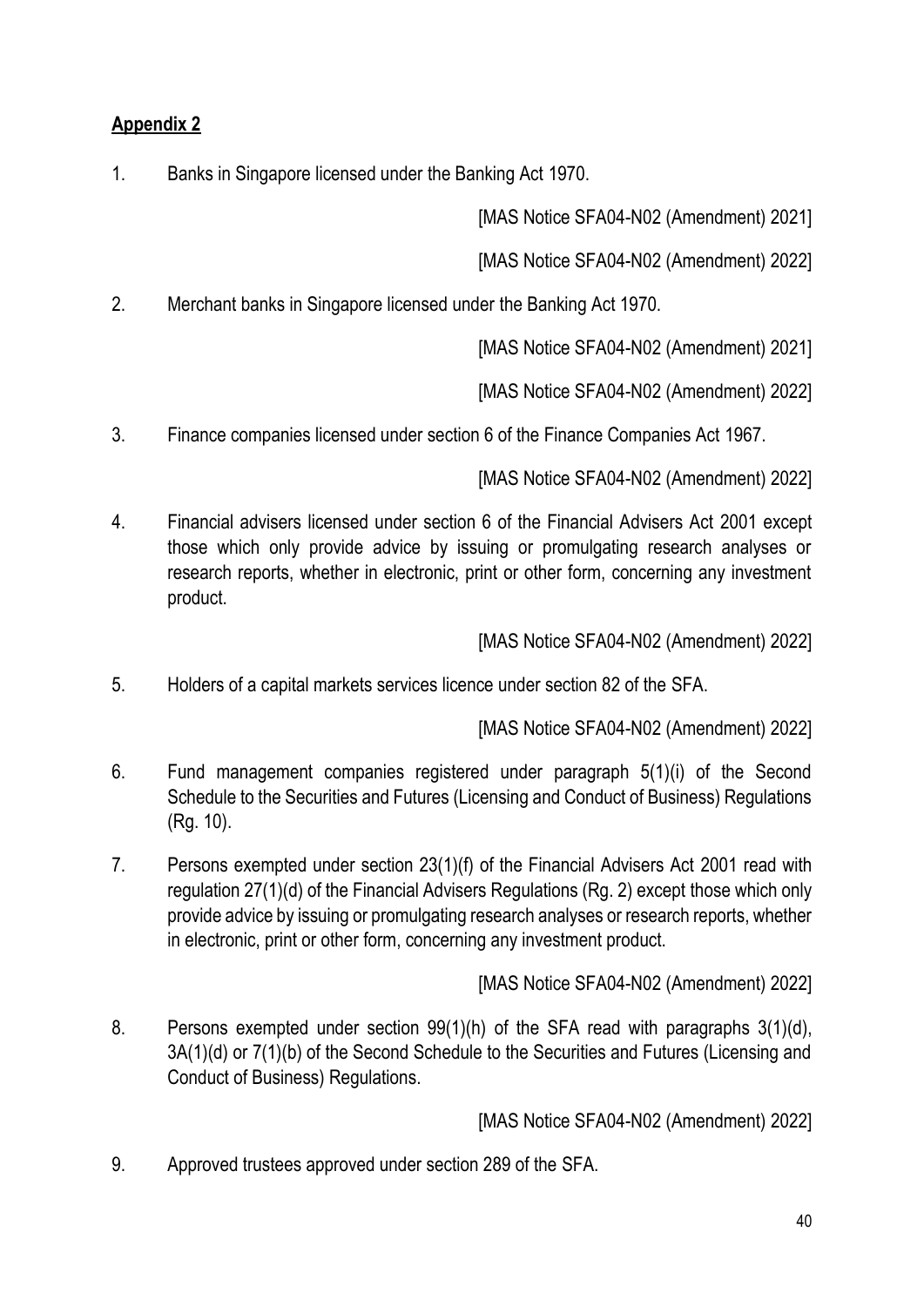**Appendix 2**

1. Banks in Singapore licensed under the Banking Act 1970.

[MAS Notice SFA04-N02 (Amendment) 2021]

[MAS Notice SFA04-N02 (Amendment) 2022]

2. Merchant banks in Singapore licensed under the Banking Act 1970.

[MAS Notice SFA04-N02 (Amendment) 2021]

[MAS Notice SFA04-N02 (Amendment) 2022]

3. Finance companies licensed under section 6 of the Finance Companies Act 1967.

[MAS Notice SFA04-N02 (Amendment) 2022]

4. Financial advisers licensed under section 6 of the Financial Advisers Act 2001 except those which only provide advice by issuing or promulgating research analyses or research reports, whether in electronic, print or other form, concerning any investment product.

[MAS Notice SFA04-N02 (Amendment) 2022]

5. Holders of a capital markets services licence under section 82 of the SFA.

[MAS Notice SFA04-N02 (Amendment) 2022]

6. Fund management companies registered under paragraph 5(1)(i) of the Second Schedule to the Securities and Futures (Licensing and Conduct of Business) Regulations (Rg. 10).

7. Persons exempted under section 23(1)(f) of the Financial Advisers Act 2001 read with regulation 27(1)(d) of the Financial Advisers Regulations (Rg. 2) except those which only provide advice by issuing or promulgating research analyses or research reports, whether in electronic, print or other form, concerning any investment product.

[MAS Notice SFA04-N02 (Amendment) 2022]

8. Persons exempted under section 99(1)(h) of the SFA read with paragraphs 3(1)(d), 3A(1)(d) or 7(1)(b) of the Second Schedule to the Securities and Futures (Licensing and Conduct of Business) Regulations.

[MAS Notice SFA04-N02 (Amendment) 2022]

9. Approved trustees approved under section 289 of the SFA.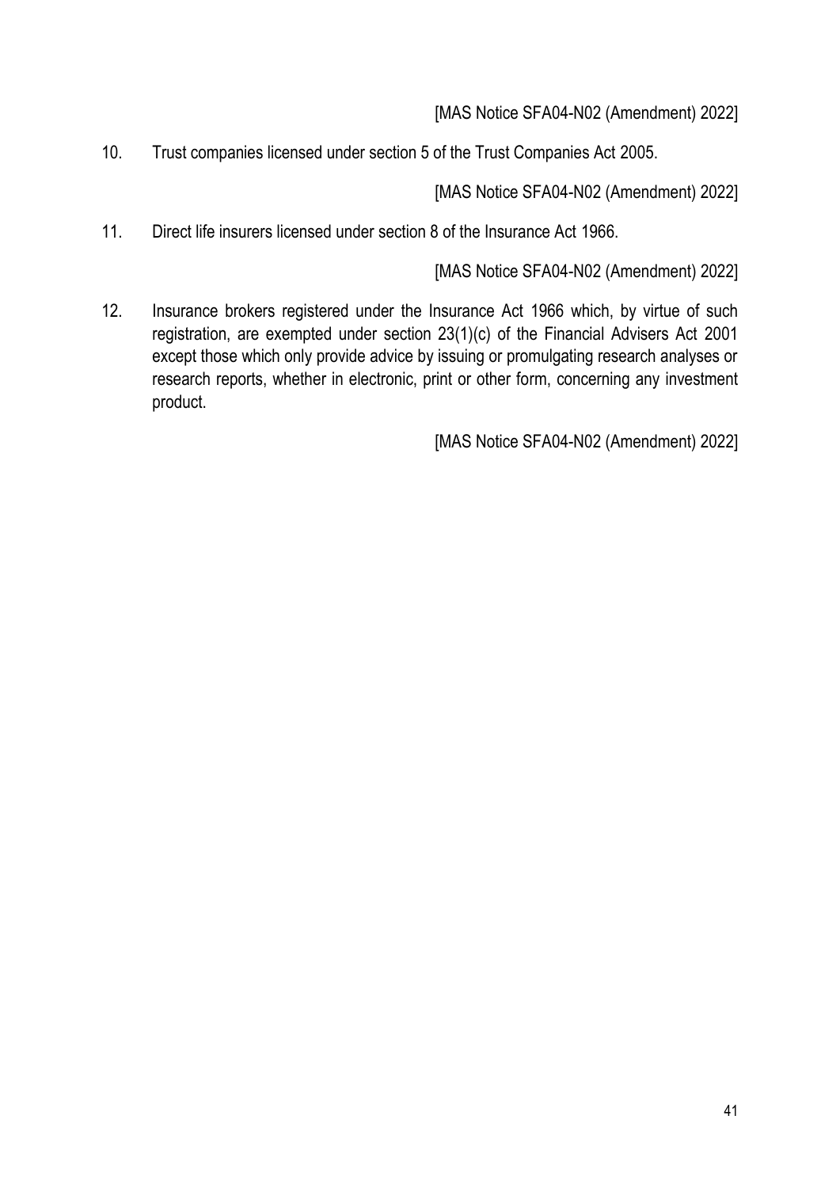[MAS Notice SFA04-N02 (Amendment) 2022]

10. Trust companies licensed under section 5 of the Trust Companies Act 2005.

[MAS Notice SFA04-N02 (Amendment) 2022]

11. Direct life insurers licensed under section 8 of the Insurance Act 1966.

[MAS Notice SFA04-N02 (Amendment) 2022]

12. Insurance brokers registered under the Insurance Act 1966 which, by virtue of such registration, are exempted under section 23(1)(c) of the Financial Advisers Act 2001 except those which only provide advice by issuing or promulgating research analyses or research reports, whether in electronic, print or other form, concerning any investment product.

[MAS Notice SFA04-N02 (Amendment) 2022]